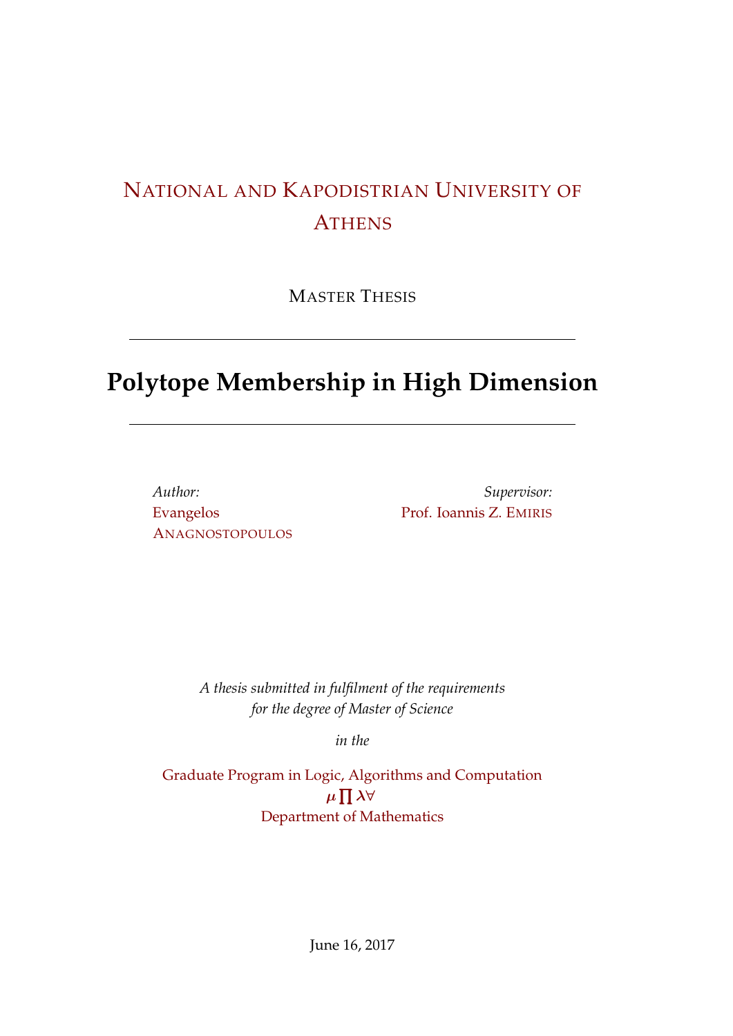NATIONAL AND KAPODISTRIAN UNIVERSITY OF ATHENS

MASTER THESIS

---

# Polytope Membership in High Dimension

---

*Author:*
Evangelos ANAGNOSTOPOULOS

*Supervisor:*
Prof. Ioannis Z. EMIRIS

*A thesis submitted in fulfilment of the requirements for the degree of Master of Science*

*in the*

Graduate Program in Logic, Algorithms and Computation
$\mu \prod \lambda \forall$
Department of Mathematics

June 16, 2017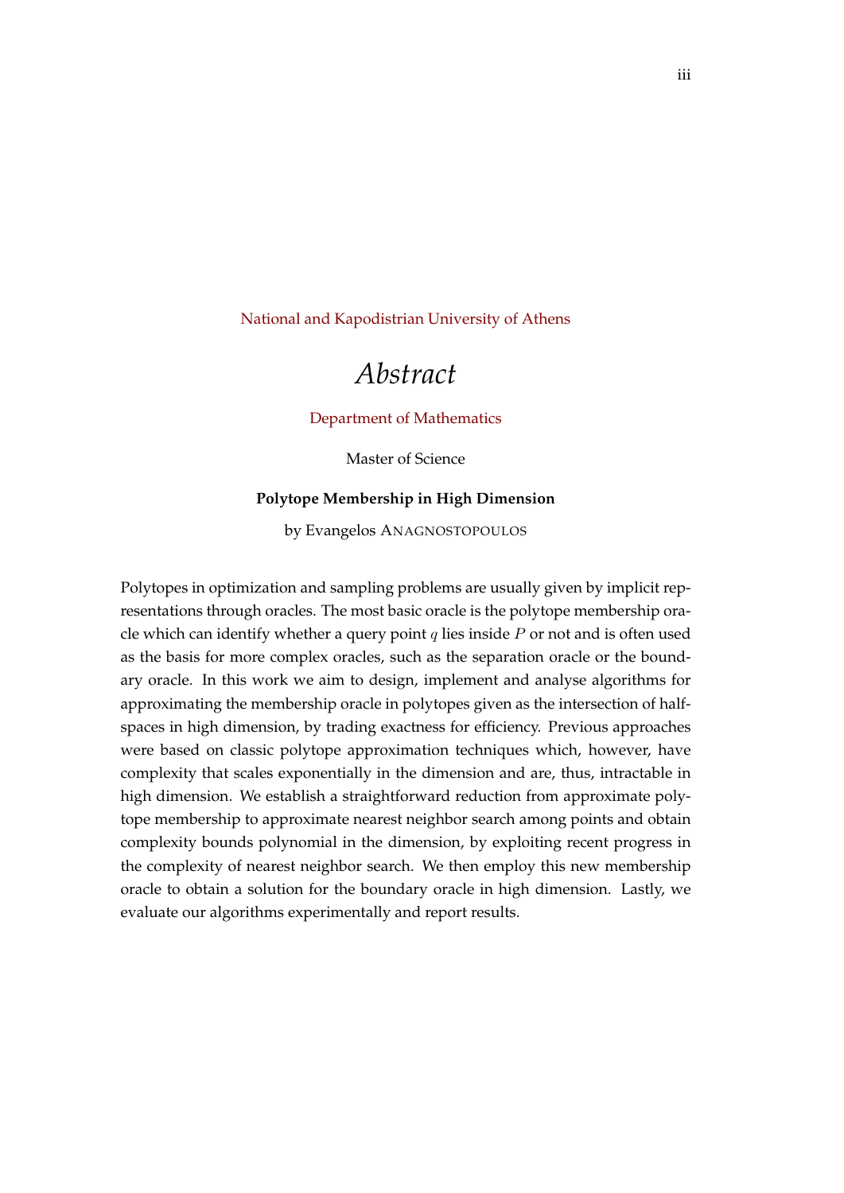National and Kapodistrian University of Athens

# *Abstract*

Department of Mathematics

Master of Science

**Polytope Membership in High Dimension**

by Evangelos ANAGNOSTOPOULOS

Polytopes in optimization and sampling problems are usually given by implicit representations through oracles. The most basic oracle is the polytope membership oracle which can identify whether a query point $q$ lies inside $P$ or not and is often used as the basis for more complex oracles, such as the separation oracle or the boundary oracle. In this work we aim to design, implement and analyse algorithms for approximating the membership oracle in polytopes given as the intersection of halfspaces in high dimension, by trading exactness for efficiency. Previous approaches were based on classic polytope approximation techniques which, however, have complexity that scales exponentially in the dimension and are, thus, intractable in high dimension. We establish a straightforward reduction from approximate polytope membership to approximate nearest neighbor search among points and obtain complexity bounds polynomial in the dimension, by exploiting recent progress in the complexity of nearest neighbor search. We then employ this new membership oracle to obtain a solution for the boundary oracle in high dimension. Lastly, we evaluate our algorithms experimentally and report results.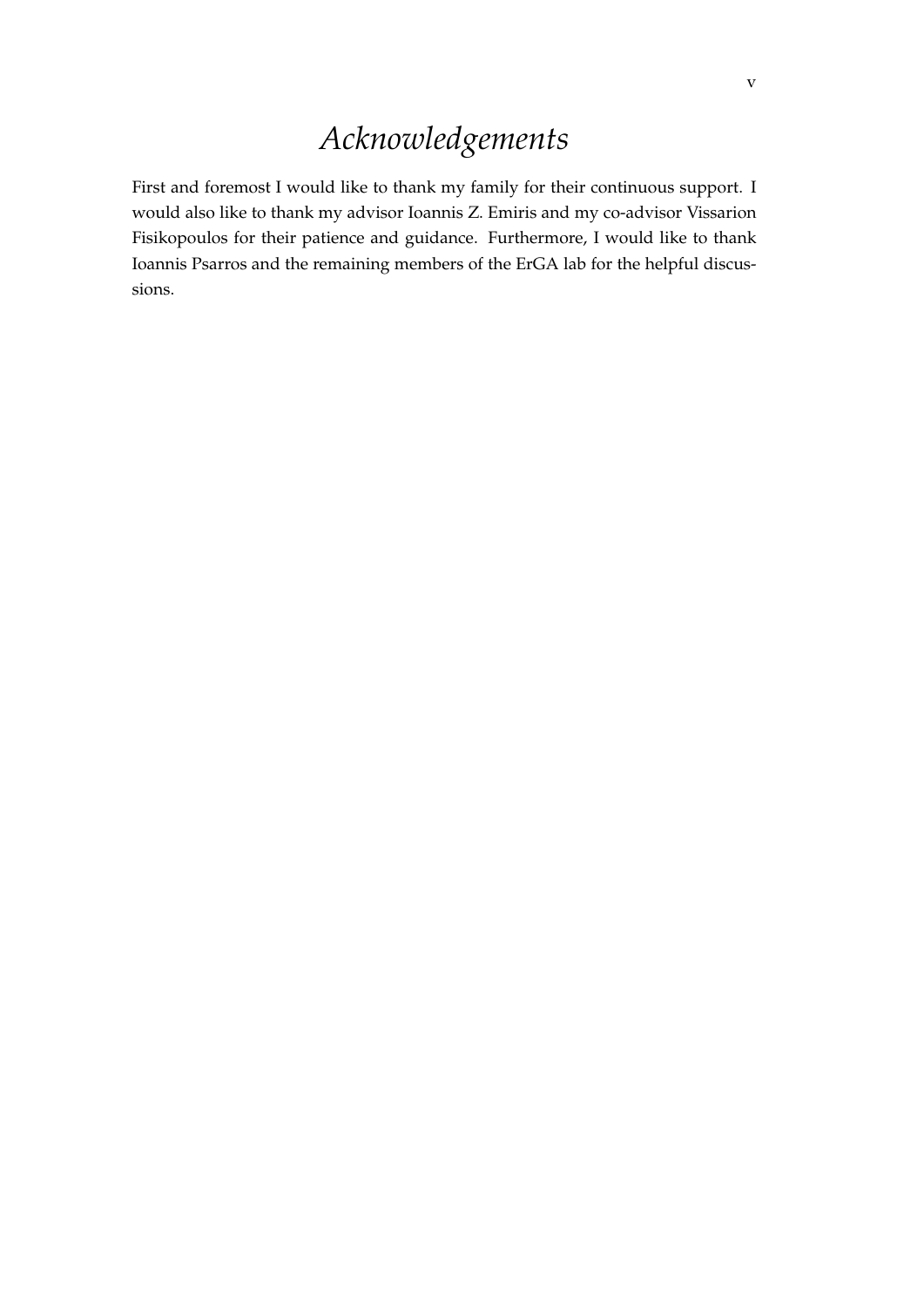# *Acknowledgements*

First and foremost I would like to thank my family for their continuous support. I would also like to thank my advisor Ioannis Z. Emiris and my co-advisor Vissarion Fisikopoulos for their patience and guidance. Furthermore, I would like to thank Ioannis Psarros and the remaining members of the ErGA lab for the helpful discussions.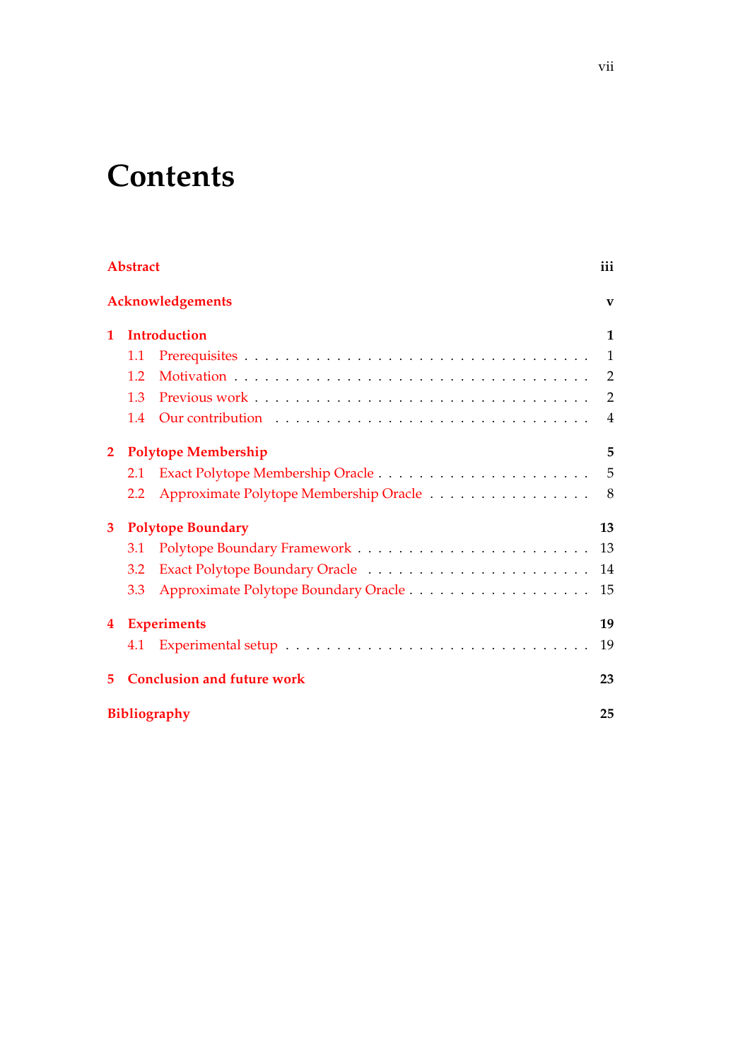# Contents

**Abstract** **iii**

**Acknowledgements** **v**

**1 Introduction** **1**

- 1.1 Prerequisites . . . . . . . . . . 1
- 1.2 Motivation . . . . . . . . . . 2
- 1.3 Previous work . . . . . . . . . . 2
- 1.4 Our contribution . . . . . . . . . . 4

**2 Polytope Membership** **5**

- 2.1 Exact Polytope Membership Oracle . . . . . . . . . . 5
- 2.2 Approximate Polytope Membership Oracle . . . . . . . . . . 8

**3 Polytope Boundary** **13**

- 3.1 Polytope Boundary Framework . . . . . . . . . . 13
- 3.2 Exact Polytope Boundary Oracle . . . . . . . . . . 14
- 3.3 Approximate Polytope Boundary Oracle . . . . . . . . . . 15

**4 Experiments** **19**

- 4.1 Experimental setup . . . . . . . . . . 19

**5 Conclusion and future work** **23**

**Bibliography** **25**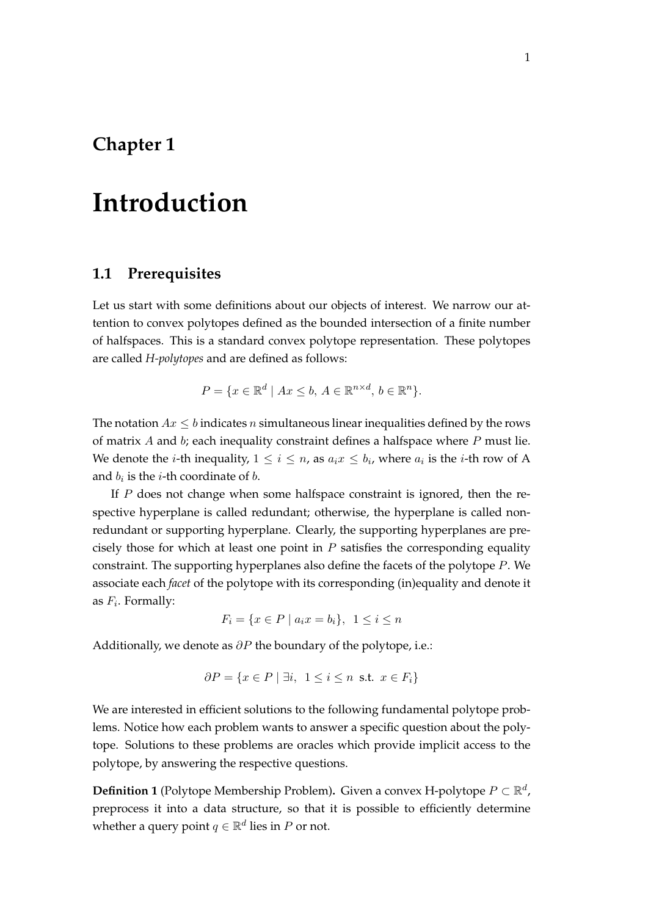# Chapter 1

# Introduction

## 1.1 Prerequisites

Let us start with some definitions about our objects of interest. We narrow our attention to convex polytopes defined as the bounded intersection of a finite number of halfspaces. This is a standard convex polytope representation. These polytopes are called *H-polytopes* and are defined as follows:

$$P = \{x \in \mathbb{R}^d \mid Ax \leq b,\, A \in \mathbb{R}^{n \times d},\, b \in \mathbb{R}^n\}.$$

The notation $Ax \leq b$ indicates $n$ simultaneous linear inequalities defined by the rows of matrix $A$ and $b$; each inequality constraint defines a halfspace where $P$ must lie. We denote the $i$-th inequality, $1 \leq i \leq n$, as $a_i x \leq b_i$, where $a_i$ is the $i$-th row of A and $b_i$ is the $i$-th coordinate of $b$.

If $P$ does not change when some halfspace constraint is ignored, then the respective hyperplane is called redundant; otherwise, the hyperplane is called non-redundant or supporting hyperplane. Clearly, the supporting hyperplanes are precisely those for which at least one point in $P$ satisfies the corresponding equality constraint. The supporting hyperplanes also define the facets of the polytope $P$. We associate each *facet* of the polytope with its corresponding (in)equality and denote it as $F_i$. Formally:

$$F_i = \{x \in P \mid a_i x = b_i\},\ \ 1 \leq i \leq n$$

Additionally, we denote as $\partial P$ the boundary of the polytope, i.e.:

$$\partial P = \{x \in P \mid \exists i,\ \ 1 \leq i \leq n \text{ s.t. } x \in F_i\}$$

We are interested in efficient solutions to the following fundamental polytope problems. Notice how each problem wants to answer a specific question about the polytope. Solutions to these problems are oracles which provide implicit access to the polytope, by answering the respective questions.

**Definition 1** (Polytope Membership Problem)**.** Given a convex H-polytope $P \subset \mathbb{R}^d$, preprocess it into a data structure, so that it is possible to efficiently determine whether a query point $q \in \mathbb{R}^d$ lies in $P$ or not.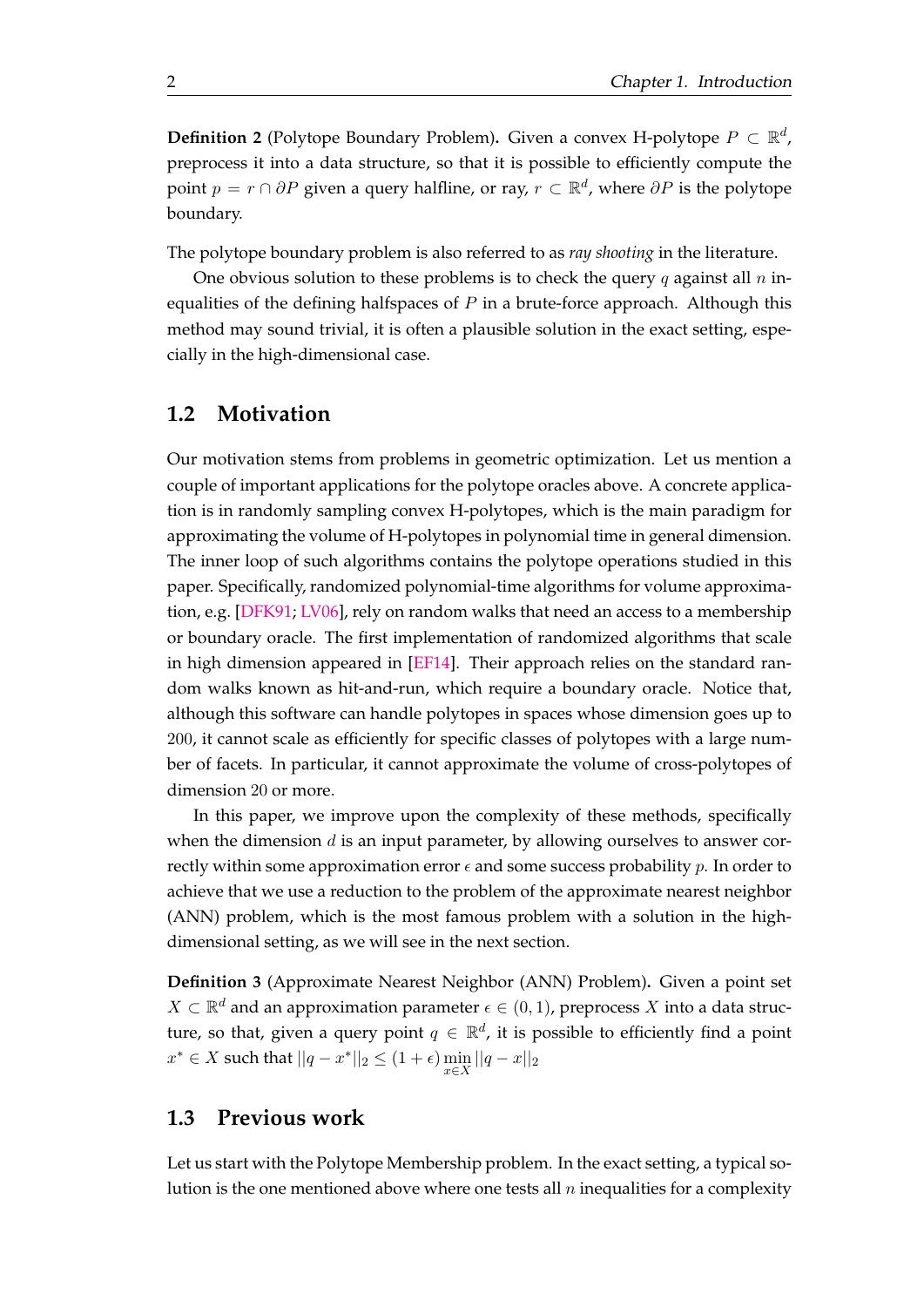**Definition 2** (Polytope Boundary Problem)**.** Given a convex H-polytope $P \subset \mathbb{R}^d$, preprocess it into a data structure, so that it is possible to efficiently compute the point $p = r \cap \partial P$ given a query halfline, or ray, $r \subset \mathbb{R}^d$, where $\partial P$ is the polytope boundary.

The polytope boundary problem is also referred to as *ray shooting* in the literature.

One obvious solution to these problems is to check the query $q$ against all $n$ inequalities of the defining halfspaces of $P$ in a brute-force approach. Although this method may sound trivial, it is often a plausible solution in the exact setting, especially in the high-dimensional case.

## 1.2 Motivation

Our motivation stems from problems in geometric optimization. Let us mention a couple of important applications for the polytope oracles above. A concrete application is in randomly sampling convex H-polytopes, which is the main paradigm for approximating the volume of H-polytopes in polynomial time in general dimension. The inner loop of such algorithms contains the polytope operations studied in this paper. Specifically, randomized polynomial-time algorithms for volume approximation, e.g. [DFK91; LV06], rely on random walks that need an access to a membership or boundary oracle. The first implementation of randomized algorithms that scale in high dimension appeared in [EF14]. Their approach relies on the standard random walks known as hit-and-run, which require a boundary oracle. Notice that, although this software can handle polytopes in spaces whose dimension goes up to $200$, it cannot scale as efficiently for specific classes of polytopes with a large number of facets. In particular, it cannot approximate the volume of cross-polytopes of dimension $20$ or more.

In this paper, we improve upon the complexity of these methods, specifically when the dimension $d$ is an input parameter, by allowing ourselves to answer correctly within some approximation error $\epsilon$ and some success probability $p$. In order to achieve that we use a reduction to the problem of the approximate nearest neighbor (ANN) problem, which is the most famous problem with a solution in the high-dimensional setting, as we will see in the next section.

**Definition 3** (Approximate Nearest Neighbor (ANN) Problem)**.** Given a point set $X \subset \mathbb{R}^d$ and an approximation parameter $\epsilon \in (0, 1)$, preprocess $X$ into a data structure, so that, given a query point $q \in \mathbb{R}^d$, it is possible to efficiently find a point $x^* \in X$ such that $||q - x^*||_2 \leq (1 + \epsilon) \min_{x \in X} ||q - x||_2$

## 1.3 Previous work

Let us start with the Polytope Membership problem. In the exact setting, a typical solution is the one mentioned above where one tests all $n$ inequalities for a complexity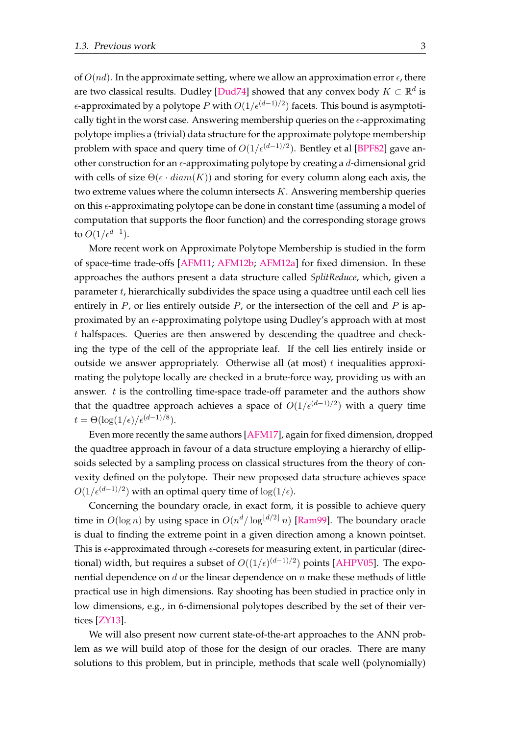of $O(nd)$. In the approximate setting, where we allow an approximation error $\epsilon$, there are two classical results. Dudley [Dud74] showed that any convex body $K \subset \mathbb{R}^d$ is $\epsilon$-approximated by a polytope $P$ with $O(1/\epsilon^{(d-1)/2})$ facets. This bound is asymptotically tight in the worst case. Answering membership queries on the $\epsilon$-approximating polytope implies a (trivial) data structure for the approximate polytope membership problem with space and query time of $O(1/\epsilon^{(d-1)/2})$. Bentley et al [BPF82] gave another construction for an $\epsilon$-approximating polytope by creating a $d$-dimensional grid with cells of size $\Theta(\epsilon \cdot diam(K))$ and storing for every column along each axis, the two extreme values where the column intersects $K$. Answering membership queries on this $\epsilon$-approximating polytope can be done in constant time (assuming a model of computation that supports the floor function) and the corresponding storage grows to $O(1/\epsilon^{d-1})$.

More recent work on Approximate Polytope Membership is studied in the form of space-time trade-offs [AFM11; AFM12b; AFM12a] for fixed dimension. In these approaches the authors present a data structure called *SplitReduce*, which, given a parameter $t$, hierarchically subdivides the space using a quadtree until each cell lies entirely in $P$, or lies entirely outside $P$, or the intersection of the cell and $P$ is approximated by an $\epsilon$-approximating polytope using Dudley's approach with at most $t$ halfspaces. Queries are then answered by descending the quadtree and checking the type of the cell of the appropriate leaf. If the cell lies entirely inside or outside we answer appropriately. Otherwise all (at most) $t$ inequalities approximating the polytope locally are checked in a brute-force way, providing us with an answer. $t$ is the controlling time-space trade-off parameter and the authors show that the quadtree approach achieves a space of $O(1/\epsilon^{(d-1)/2})$ with a query time $t = \Theta(\log(1/\epsilon)/\epsilon^{(d-1)/8})$.

Even more recently the same authors [AFM17], again for fixed dimension, dropped the quadtree approach in favour of a data structure employing a hierarchy of ellipsoids selected by a sampling process on classical structures from the theory of convexity defined on the polytope. Their new proposed data structure achieves space $O(1/\epsilon^{(d-1)/2})$ with an optimal query time of $\log(1/\epsilon)$.

Concerning the boundary oracle, in exact form, it is possible to achieve query time in $O(\log n)$ by using space in $O(n^d/\log^{\lfloor d/2 \rfloor} n)$ [Ram99]. The boundary oracle is dual to finding the extreme point in a given direction among a known pointset. This is $\epsilon$-approximated through $\epsilon$-coresets for measuring extent, in particular (directional) width, but requires a subset of $O((1/\epsilon)^{(d-1)/2})$ points [AHPV05]. The exponential dependence on $d$ or the linear dependence on $n$ make these methods of little practical use in high dimensions. Ray shooting has been studied in practice only in low dimensions, e.g., in 6-dimensional polytopes described by the set of their vertices [ZY13].

We will also present now current state-of-the-art approaches to the ANN problem as we will build atop of those for the design of our oracles. There are many solutions to this problem, but in principle, methods that scale well (polynomially)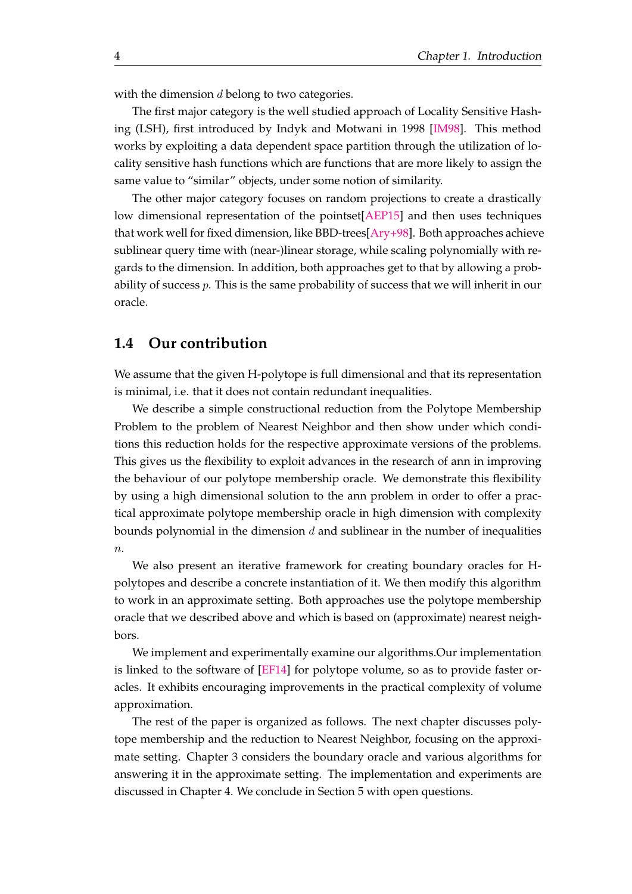with the dimension $d$ belong to two categories.

The first major category is the well studied approach of Locality Sensitive Hashing (LSH), first introduced by Indyk and Motwani in 1998 [IM98]. This method works by exploiting a data dependent space partition through the utilization of locality sensitive hash functions which are functions that are more likely to assign the same value to "similar" objects, under some notion of similarity.

The other major category focuses on random projections to create a drastically low dimensional representation of the pointset[AEP15] and then uses techniques that work well for fixed dimension, like BBD-trees[Ary+98]. Both approaches achieve sublinear query time with (near-)linear storage, while scaling polynomially with regards to the dimension. In addition, both approaches get to that by allowing a probability of success $p$. This is the same probability of success that we will inherit in our oracle.

## 1.4 Our contribution

We assume that the given H-polytope is full dimensional and that its representation is minimal, i.e. that it does not contain redundant inequalities.

We describe a simple constructional reduction from the Polytope Membership Problem to the problem of Nearest Neighbor and then show under which conditions this reduction holds for the respective approximate versions of the problems. This gives us the flexibility to exploit advances in the research of ann in improving the behaviour of our polytope membership oracle. We demonstrate this flexibility by using a high dimensional solution to the ann problem in order to offer a practical approximate polytope membership oracle in high dimension with complexity bounds polynomial in the dimension $d$ and sublinear in the number of inequalities $n$.

We also present an iterative framework for creating boundary oracles for H-polytopes and describe a concrete instantiation of it. We then modify this algorithm to work in an approximate setting. Both approaches use the polytope membership oracle that we described above and which is based on (approximate) nearest neighbors.

We implement and experimentally examine our algorithms.Our implementation is linked to the software of [EF14] for polytope volume, so as to provide faster oracles. It exhibits encouraging improvements in the practical complexity of volume approximation.

The rest of the paper is organized as follows. The next chapter discusses polytope membership and the reduction to Nearest Neighbor, focusing on the approximate setting. Chapter 3 considers the boundary oracle and various algorithms for answering it in the approximate setting. The implementation and experiments are discussed in Chapter 4. We conclude in Section 5 with open questions.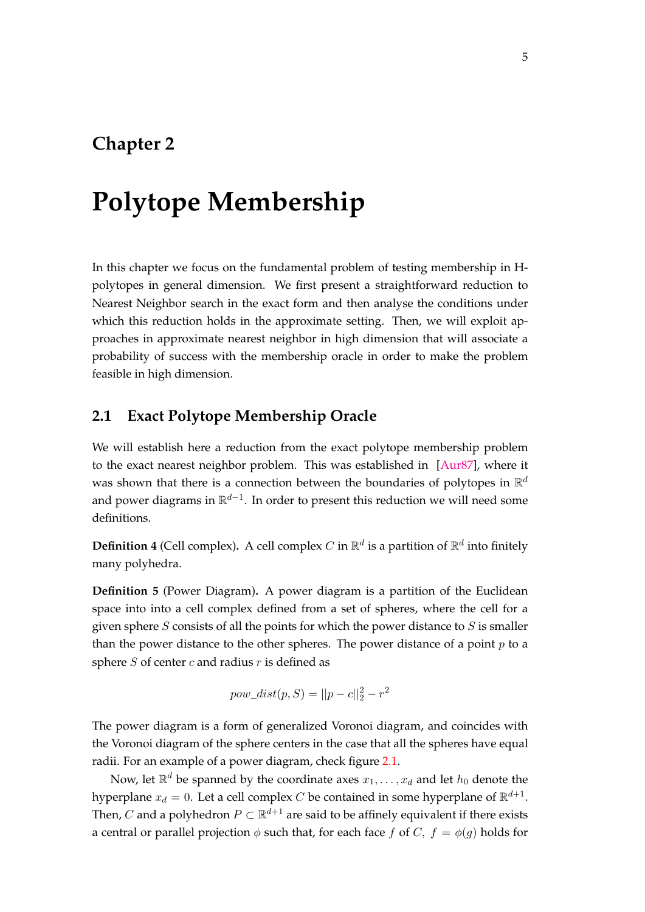# Chapter 2

# Polytope Membership

In this chapter we focus on the fundamental problem of testing membership in H-polytopes in general dimension. We first present a straightforward reduction to Nearest Neighbor search in the exact form and then analyse the conditions under which this reduction holds in the approximate setting. Then, we will exploit approaches in approximate nearest neighbor in high dimension that will associate a probability of success with the membership oracle in order to make the problem feasible in high dimension.

## 2.1 Exact Polytope Membership Oracle

We will establish here a reduction from the exact polytope membership problem to the exact nearest neighbor problem. This was established in [Aur87], where it was shown that there is a connection between the boundaries of polytopes in $\mathbb{R}^d$ and power diagrams in $\mathbb{R}^{d-1}$. In order to present this reduction we will need some definitions.

**Definition 4** (Cell complex)**.** A cell complex $C$ in $\mathbb{R}^d$ is a partition of $\mathbb{R}^d$ into finitely many polyhedra.

**Definition 5** (Power Diagram)**.** A power diagram is a partition of the Euclidean space into into a cell complex defined from a set of spheres, where the cell for a given sphere $S$ consists of all the points for which the power distance to $S$ is smaller than the power distance to the other spheres. The power distance of a point $p$ to a sphere $S$ of center $c$ and radius $r$ is defined as

$$pow\_dist(p, S) = ||p - c||_2^2 - r^2$$

The power diagram is a form of generalized Voronoi diagram, and coincides with the Voronoi diagram of the sphere centers in the case that all the spheres have equal radii. For an example of a power diagram, check figure 2.1.

Now, let $\mathbb{R}^d$ be spanned by the coordinate axes $x_1, \ldots, x_d$ and let $h_0$ denote the hyperplane $x_d = 0$. Let a cell complex $C$ be contained in some hyperplane of $\mathbb{R}^{d+1}$. Then, $C$ and a polyhedron $P \subset \mathbb{R}^{d+1}$ are said to be affinely equivalent if there exists a central or parallel projection $\phi$ such that, for each face $f$ of $C$, $f = \phi(g)$ holds for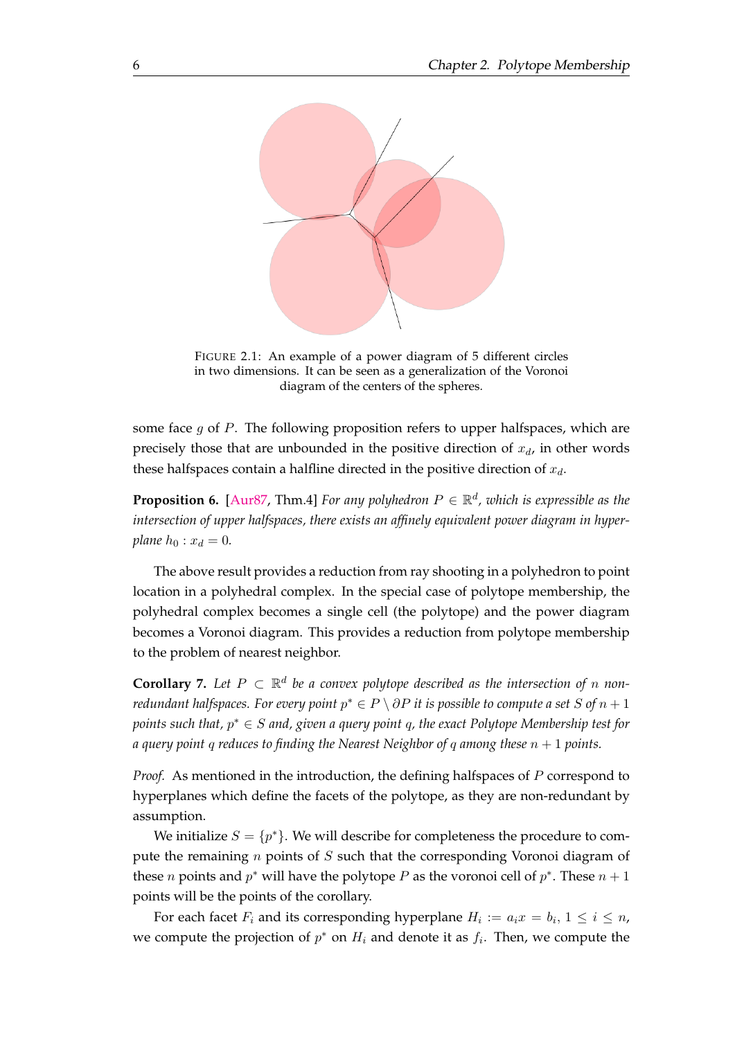FIGURE 2.1: An example of a power diagram of 5 different circles in two dimensions. It can be seen as a generalization of the Voronoi diagram of the centers of the spheres.

some face $g$ of $P$. The following proposition refers to upper halfspaces, which are precisely those that are unbounded in the positive direction of $x_d$, in other words these halfspaces contain a halfline directed in the positive direction of $x_d$.

**Proposition 6.** [Aur87, Thm.4] *For any polyhedron $P \in \mathbb{R}^d$, which is expressible as the intersection of upper halfspaces, there exists an affinely equivalent power diagram in hyperplane $h_0 : x_d = 0$.*

The above result provides a reduction from ray shooting in a polyhedron to point location in a polyhedral complex. In the special case of polytope membership, the polyhedral complex becomes a single cell (the polytope) and the power diagram becomes a Voronoi diagram. This provides a reduction from polytope membership to the problem of nearest neighbor.

**Corollary 7.** *Let $P \subset \mathbb{R}^d$ be a convex polytope described as the intersection of $n$ non-redundant halfspaces. For every point $p^* \in P \setminus \partial P$ it is possible to compute a set $S$ of $n+1$ points such that, $p^* \in S$ and, given a query point $q$, the exact Polytope Membership test for a query point $q$ reduces to finding the Nearest Neighbor of $q$ among these $n+1$ points.*

*Proof.* As mentioned in the introduction, the defining halfspaces of $P$ correspond to hyperplanes which define the facets of the polytope, as they are non-redundant by assumption.

We initialize $S = \{p^*\}$. We will describe for completeness the procedure to compute the remaining $n$ points of $S$ such that the corresponding Voronoi diagram of these $n$ points and $p^*$ will have the polytope $P$ as the voronoi cell of $p^*$. These $n+1$ points will be the points of the corollary.

For each facet $F_i$ and its corresponding hyperplane $H_i := a_i x = b_i$, $1 \leq i \leq n$, we compute the projection of $p^*$ on $H_i$ and denote it as $f_i$. Then, we compute the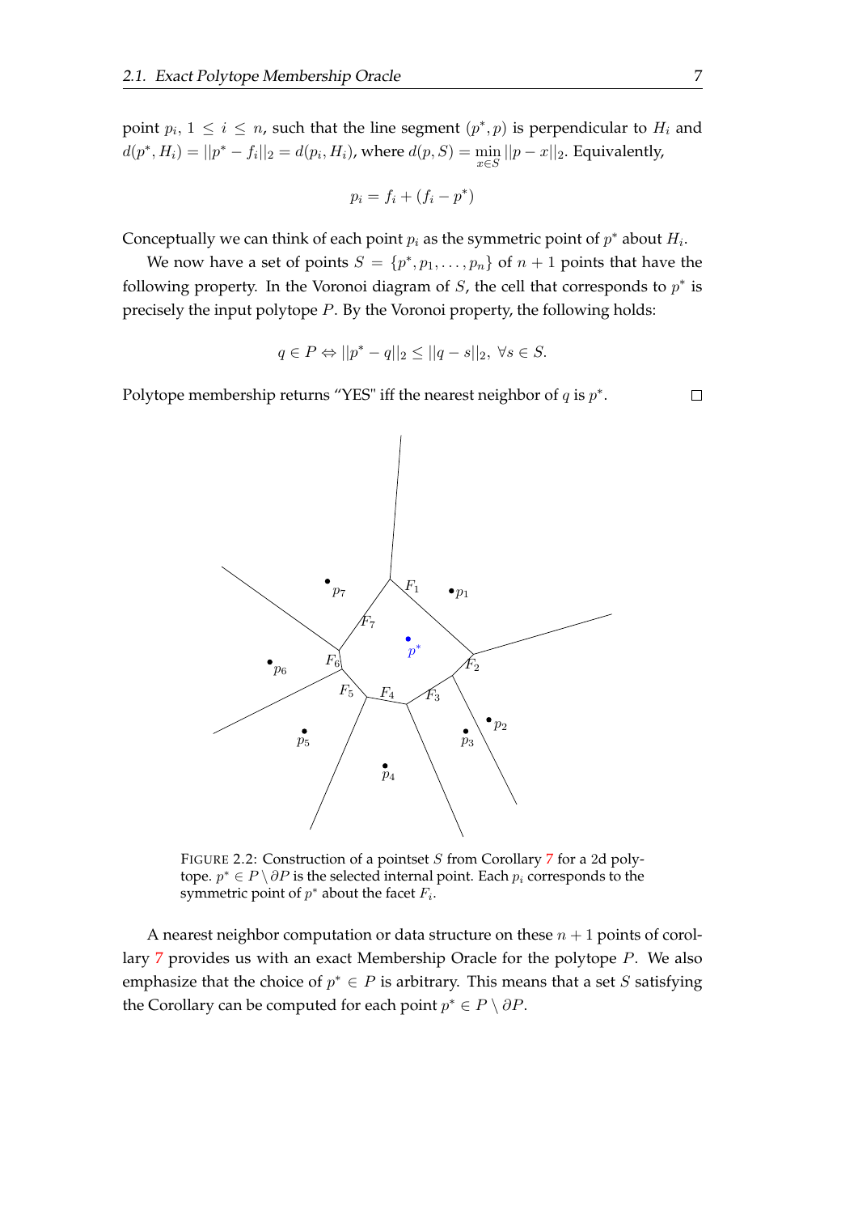point $p_i$, $1 \leq i \leq n$, such that the line segment $(p^*, p)$ is perpendicular to $H_i$ and $d(p^*, H_i) = ||p^* - f_i||_2 = d(p_i, H_i)$, where $d(p, S) = \min_{x \in S} ||p - x||_2$. Equivalently,

$$p_i = f_i + (f_i - p^*)$$

Conceptually we can think of each point $p_i$ as the symmetric point of $p^*$ about $H_i$.

We now have a set of points $S = \{p^*, p_1, \ldots, p_n\}$ of $n + 1$ points that have the following property. In the Voronoi diagram of $S$, the cell that corresponds to $p^*$ is precisely the input polytope $P$. By the Voronoi property, the following holds:

$$q \in P \Leftrightarrow ||p^* - q||_2 \leq ||q - s||_2, \ \forall s \in S.$$

Polytope membership returns "YES" iff the nearest neighbor of $q$ is $p^*$. □

FIGURE 2.2: Construction of a pointset $S$ from Corollary 7 for a 2d polytope. $p^* \in P \setminus \partial P$ is the selected internal point. Each $p_i$ corresponds to the symmetric point of $p^*$ about the facet $F_i$.

A nearest neighbor computation or data structure on these $n + 1$ points of corollary 7 provides us with an exact Membership Oracle for the polytope $P$. We also emphasize that the choice of $p^* \in P$ is arbitrary. This means that a set $S$ satisfying the Corollary can be computed for each point $p^* \in P \setminus \partial P$.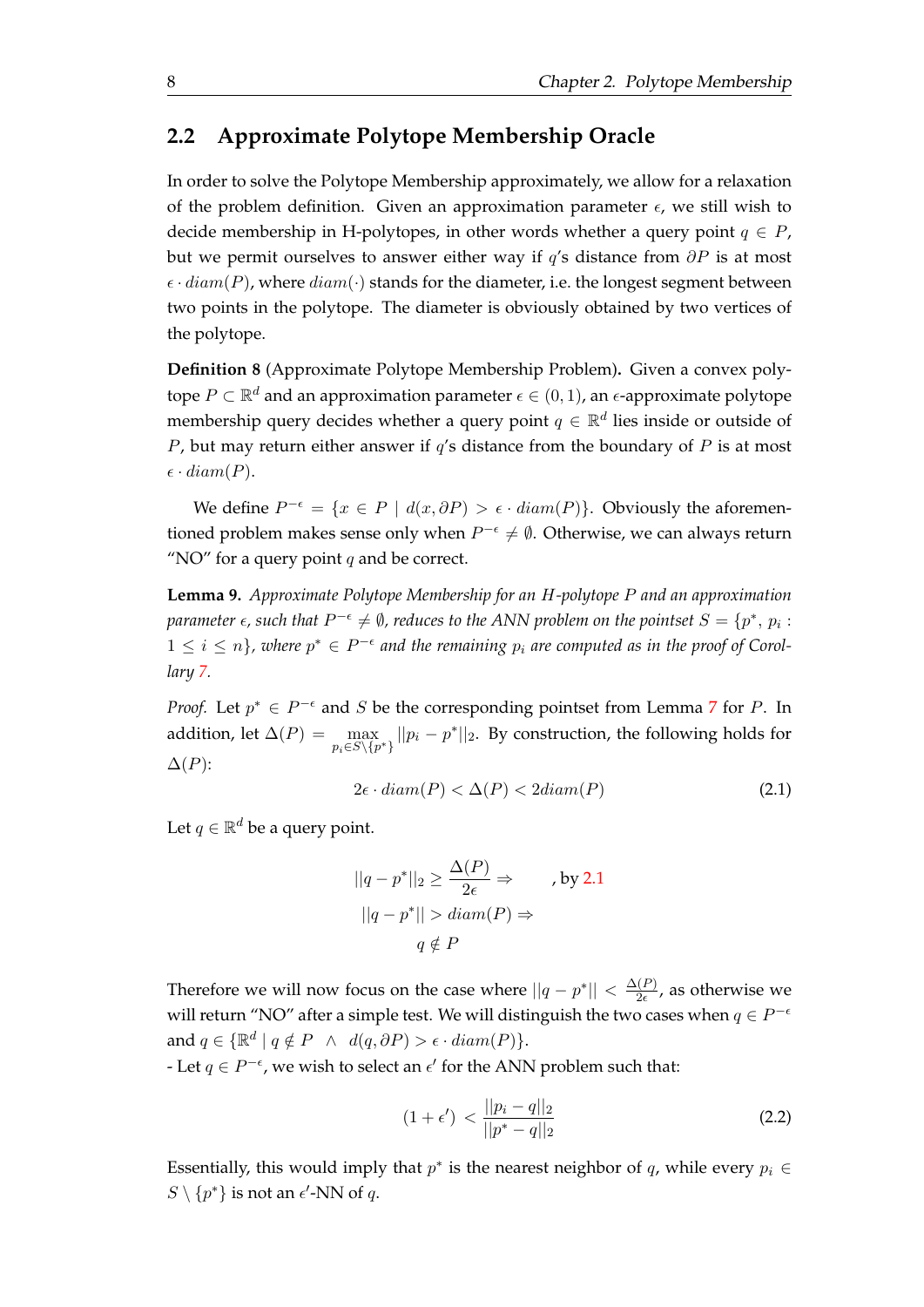## 2.2 Approximate Polytope Membership Oracle

In order to solve the Polytope Membership approximately, we allow for a relaxation of the problem definition. Given an approximation parameter $\epsilon$, we still wish to decide membership in H-polytopes, in other words whether a query point $q \in P$, but we permit ourselves to answer either way if $q$'s distance from $\partial P$ is at most $\epsilon \cdot diam(P)$, where $diam(\cdot)$ stands for the diameter, i.e. the longest segment between two points in the polytope. The diameter is obviously obtained by two vertices of the polytope.

**Definition 8** (Approximate Polytope Membership Problem)**.** Given a convex polytope $P \subset \mathbb{R}^d$ and an approximation parameter $\epsilon \in (0, 1)$, an $\epsilon$-approximate polytope membership query decides whether a query point $q \in \mathbb{R}^d$ lies inside or outside of $P$, but may return either answer if $q$'s distance from the boundary of $P$ is at most $\epsilon \cdot diam(P)$.

We define $P^{-\epsilon} = \{x \in P \mid d(x, \partial P) > \epsilon \cdot diam(P)\}$. Obviously the aforementioned problem makes sense only when $P^{-\epsilon} \neq \emptyset$. Otherwise, we can always return "NO" for a query point $q$ and be correct.

**Lemma 9.** *Approximate Polytope Membership for an $H$-polytope $P$ and an approximation parameter $\epsilon$, such that $P^{-\epsilon} \neq \emptyset$, reduces to the ANN problem on the pointset $S = \{p^*, p_i : 1 \leq i \leq n\}$, where $p^* \in P^{-\epsilon}$ and the remaining $p_i$ are computed as in the proof of Corollary 7.*

*Proof.* Let $p^* \in P^{-\epsilon}$ and $S$ be the corresponding pointset from Lemma 7 for $P$. In addition, let $\Delta(P) = \max_{p_i \in S \setminus \{p^*\}} ||p_i - p^*||_2$. By construction, the following holds for $\Delta(P)$:

$$2\epsilon \cdot diam(P) < \Delta(P) < 2diam(P) \tag{2.1}$$

Let $q \in \mathbb{R}^d$ be a query point.

$$\begin{aligned} ||q - p^*||_2 \geq \frac{\Delta(P)}{2\epsilon} \Rightarrow & \quad \text{, by 2.1} \\ ||q - p^*|| > diam(P) \Rightarrow & \\ q \notin P & \end{aligned}$$

Therefore we will now focus on the case where $||q - p^*|| < \frac{\Delta(P)}{2\epsilon}$, as otherwise we will return "NO" after a simple test. We will distinguish the two cases when $q \in P^{-\epsilon}$ and $q \in \{\mathbb{R}^d \mid q \notin P \ \wedge \ d(q, \partial P) > \epsilon \cdot diam(P)\}$.

- Let $q \in P^{-\epsilon}$, we wish to select an $\epsilon'$ for the ANN problem such that:

$$(1 + \epsilon') < \frac{||p_i - q||_2}{||p^* - q||_2} \tag{2.2}$$

Essentially, this would imply that $p^*$ is the nearest neighbor of $q$, while every $p_i \in S \setminus \{p^*\}$ is not an $\epsilon'$-NN of $q$.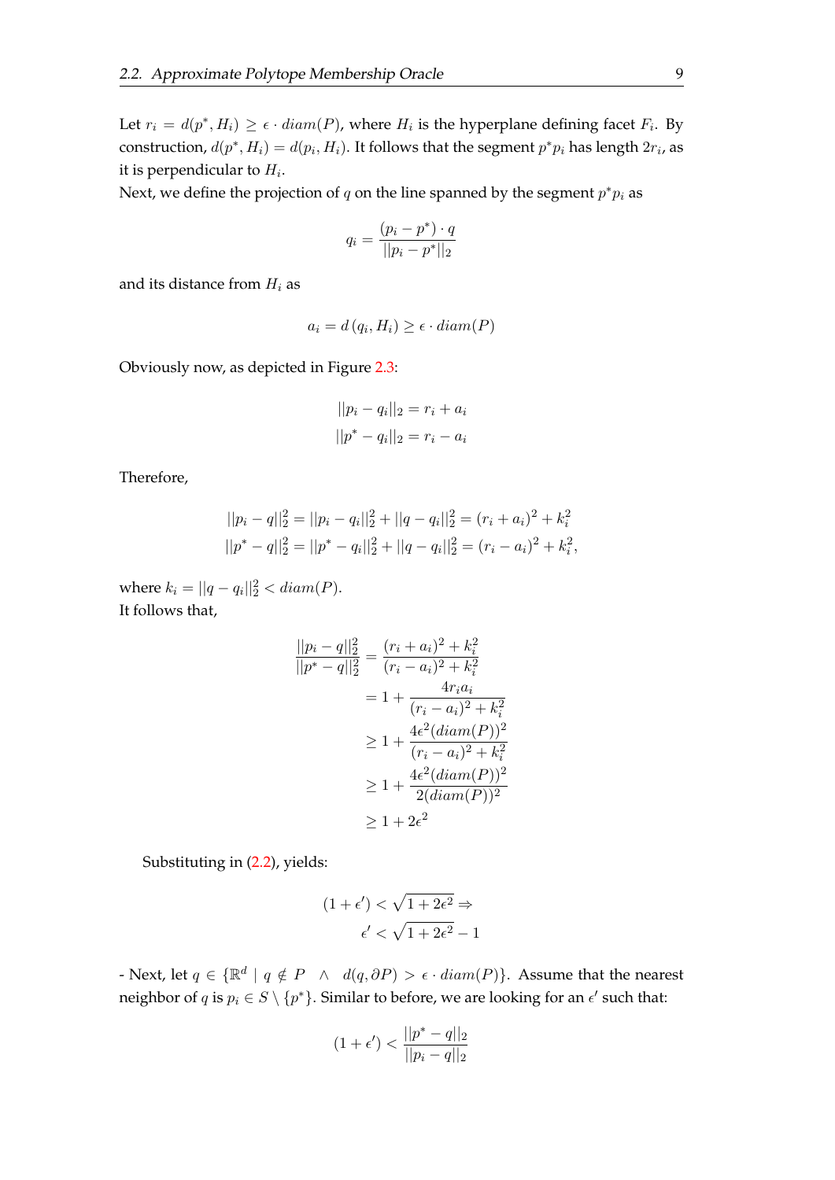Let $r_i = d(p^*, H_i) \geq \epsilon \cdot diam(P)$, where $H_i$ is the hyperplane defining facet $F_i$. By construction, $d(p^*, H_i) = d(p_i, H_i)$. It follows that the segment $p^*p_i$ has length $2r_i$, as it is perpendicular to $H_i$.

Next, we define the projection of $q$ on the line spanned by the segment $p^*p_i$ as

$$q_i = \frac{(p_i - p^*) \cdot q}{||p_i - p^*||_2}$$

and its distance from $H_i$ as

$$a_i = d\left(q_i, H_i\right) \geq \epsilon \cdot diam(P)$$

Obviously now, as depicted in Figure 2.3:

$$||p_i - q_i||_2 = r_i + a_i$$
$$||p^* - q_i||_2 = r_i - a_i$$

Therefore,

$$||p_i - q||_2^2 = ||p_i - q_i||_2^2 + ||q - q_i||_2^2 = (r_i + a_i)^2 + k_i^2$$
$$||p^* - q||_2^2 = ||p^* - q_i||_2^2 + ||q - q_i||_2^2 = (r_i - a_i)^2 + k_i^2,$$

where $k_i = ||q - q_i||_2^2 < diam(P)$.

It follows that,

$$\begin{aligned}
\frac{||p_i - q||_2^2}{||p^* - q||_2^2} &= \frac{(r_i + a_i)^2 + k_i^2}{(r_i - a_i)^2 + k_i^2} \\
&= 1 + \frac{4r_i a_i}{(r_i - a_i)^2 + k_i^2} \\
&\geq 1 + \frac{4\epsilon^2 (diam(P))^2}{(r_i - a_i)^2 + k_i^2} \\
&\geq 1 + \frac{4\epsilon^2 (diam(P))^2}{2(diam(P))^2} \\
&\geq 1 + 2\epsilon^2
\end{aligned}$$

Substituting in (2.2), yields:

$$\begin{aligned}
(1 + \epsilon') &< \sqrt{1 + 2\epsilon^2} \Rightarrow \\
\epsilon' &< \sqrt{1 + 2\epsilon^2} - 1
\end{aligned}$$

- Next, let $q \in \{\mathbb{R}^d \mid q \notin P \ \ \wedge \ \ d(q, \partial P) > \epsilon \cdot diam(P)\}$. Assume that the nearest neighbor of $q$ is $p_i \in S \setminus \{p^*\}$. Similar to before, we are looking for an $\epsilon'$ such that:

$$(1 + \epsilon') < \frac{||p^* - q||_2}{||p_i - q||_2}$$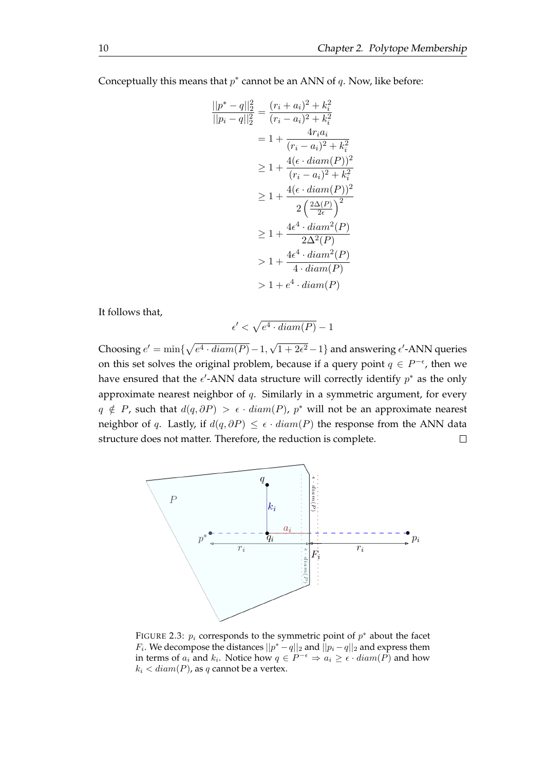Conceptually this means that $p^*$ cannot be an ANN of $q$. Now, like before:

$$
\begin{aligned}
\frac{||p^* - q||_2^2}{||p_i - q||_2^2} &= \frac{(r_i + a_i)^2 + k_i^2}{(r_i - a_i)^2 + k_i^2} \\
&= 1 + \frac{4 r_i a_i}{(r_i - a_i)^2 + k_i^2} \\
&\geq 1 + \frac{4(\epsilon \cdot diam(P))^2}{(r_i - a_i)^2 + k_i^2} \\
&\geq 1 + \frac{4(\epsilon \cdot diam(P))^2}{2\left(\frac{2\Delta(P)}{2\epsilon}\right)^2} \\
&\geq 1 + \frac{4\epsilon^4 \cdot diam^2(P)}{2\Delta^2(P)} \\
&> 1 + \frac{4\epsilon^4 \cdot diam^2(P)}{4 \cdot diam(P)} \\
&> 1 + e^4 \cdot diam(P)
\end{aligned}
$$

It follows that,

$$
\epsilon' < \sqrt{e^4 \cdot diam(P)} - 1
$$

Choosing $e' = \min\{\sqrt{e^4 \cdot diam(P)} - 1, \sqrt{1 + 2\epsilon^2} - 1\}$ and answering $\epsilon'$-ANN queries on this set solves the original problem, because if a query point $q \in P^{-\epsilon}$, then we have ensured that the $\epsilon'$-ANN data structure will correctly identify $p^*$ as the only approximate nearest neighbor of $q$. Similarly in a symmetric argument, for every $q \notin P$, such that $d(q, \partial P) > \epsilon \cdot diam(P)$, $p^*$ will not be an approximate nearest neighbor of $q$. Lastly, if $d(q, \partial P) \leq \epsilon \cdot diam(P)$ the response from the ANN data structure does not matter. Therefore, the reduction is complete. □

FIGURE 2.3: $p_i$ corresponds to the symmetric point of $p^*$ about the facet $F_i$. We decompose the distances $||p^* - q||_2$ and $||p_i - q||_2$ and express them in terms of $a_i$ and $k_i$. Notice how $q \in P^{-\epsilon} \Rightarrow a_i \geq \epsilon \cdot diam(P)$ and how $k_i < diam(P)$, as $q$ cannot be a vertex.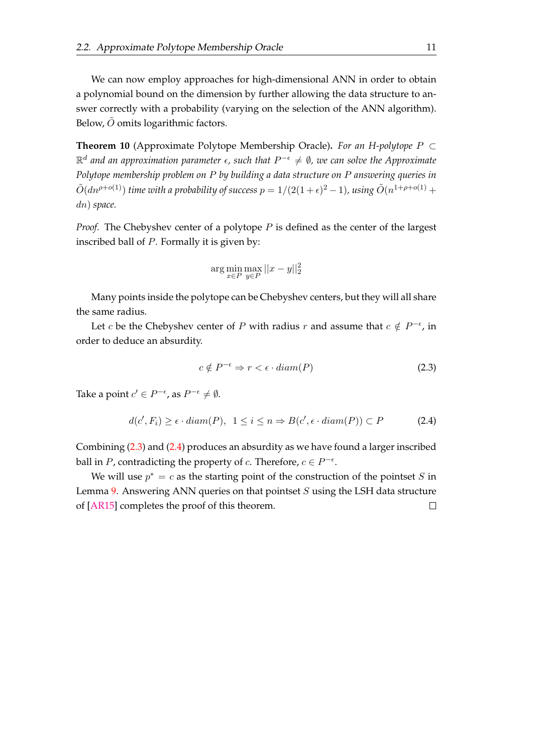We can now employ approaches for high-dimensional ANN in order to obtain a polynomial bound on the dimension by further allowing the data structure to answer correctly with a probability (varying on the selection of the ANN algorithm). Below, $\tilde{O}$ omits logarithmic factors.

**Theorem 10** (Approximate Polytope Membership Oracle). *For an H-polytope $P \subset \mathbb{R}^d$ and an approximation parameter $\epsilon$, such that $P^{-\epsilon} \neq \emptyset$, we can solve the Approximate Polytope membership problem on $P$ by building a data structure on $P$ answering queries in $\tilde{O}(dn^{\rho+o(1)})$ time with a probability of success $p = 1/(2(1+\epsilon)^2 - 1)$, using $\tilde{O}(n^{1+\rho+o(1)} + dn)$ space.*

*Proof.* The Chebyshev center of a polytope $P$ is defined as the center of the largest inscribed ball of $P$. Formally it is given by:

$$\arg\min_{x \in P} \max_{y \in P} ||x - y||_2^2$$

Many points inside the polytope can be Chebyshev centers, but they will all share the same radius.

Let $c$ be the Chebyshev center of $P$ with radius $r$ and assume that $c \notin P^{-\epsilon}$, in order to deduce an absurdity.

$$c \notin P^{-\epsilon} \Rightarrow r < \epsilon \cdot diam(P) \tag{2.3}$$

Take a point $c' \in P^{-\epsilon}$, as $P^{-\epsilon} \neq \emptyset$.

$$d(c', F_i) \geq \epsilon \cdot diam(P), \;\; 1 \leq i \leq n \Rightarrow B(c', \epsilon \cdot diam(P)) \subset P \tag{2.4}$$

Combining (2.3) and (2.4) produces an absurdity as we have found a larger inscribed ball in $P$, contradicting the property of $c$. Therefore, $c \in P^{-\epsilon}$.

We will use $p^* = c$ as the starting point of the construction of the pointset $S$ in Lemma 9. Answering ANN queries on that pointset $S$ using the LSH data structure of [AR15] completes the proof of this theorem. □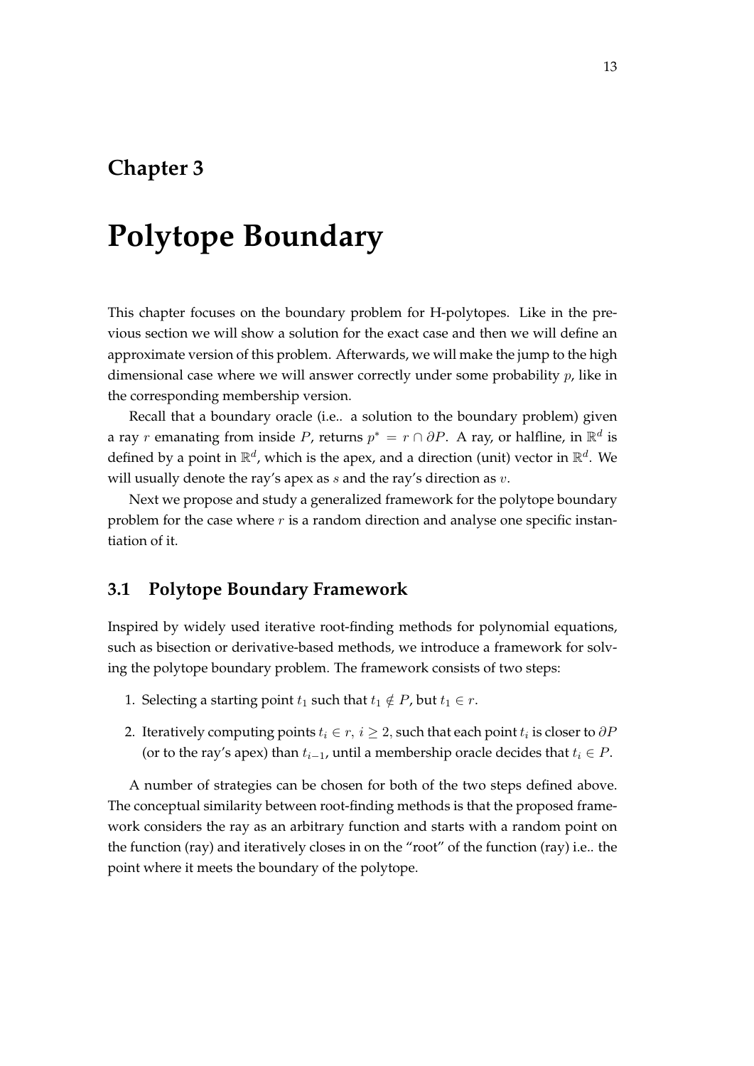# Chapter 3

# Polytope Boundary

This chapter focuses on the boundary problem for H-polytopes. Like in the previous section we will show a solution for the exact case and then we will define an approximate version of this problem. Afterwards, we will make the jump to the high dimensional case where we will answer correctly under some probability $p$, like in the corresponding membership version.

Recall that a boundary oracle (i.e.. a solution to the boundary problem) given a ray $r$ emanating from inside $P$, returns $p^* = r \cap \partial P$. A ray, or halfline, in $\mathbb{R}^d$ is defined by a point in $\mathbb{R}^d$, which is the apex, and a direction (unit) vector in $\mathbb{R}^d$. We will usually denote the ray's apex as $s$ and the ray's direction as $v$.

Next we propose and study a generalized framework for the polytope boundary problem for the case where $r$ is a random direction and analyse one specific instantiation of it.

## 3.1 Polytope Boundary Framework

Inspired by widely used iterative root-finding methods for polynomial equations, such as bisection or derivative-based methods, we introduce a framework for solving the polytope boundary problem. The framework consists of two steps:

1. Selecting a starting point $t_1$ such that $t_1 \notin P$, but $t_1 \in r$.
2. Iteratively computing points $t_i \in r,\ i \geq 2$, such that each point $t_i$ is closer to $\partial P$ (or to the ray's apex) than $t_{i-1}$, until a membership oracle decides that $t_i \in P$.

A number of strategies can be chosen for both of the two steps defined above. The conceptual similarity between root-finding methods is that the proposed framework considers the ray as an arbitrary function and starts with a random point on the function (ray) and iteratively closes in on the "root" of the function (ray) i.e.. the point where it meets the boundary of the polytope.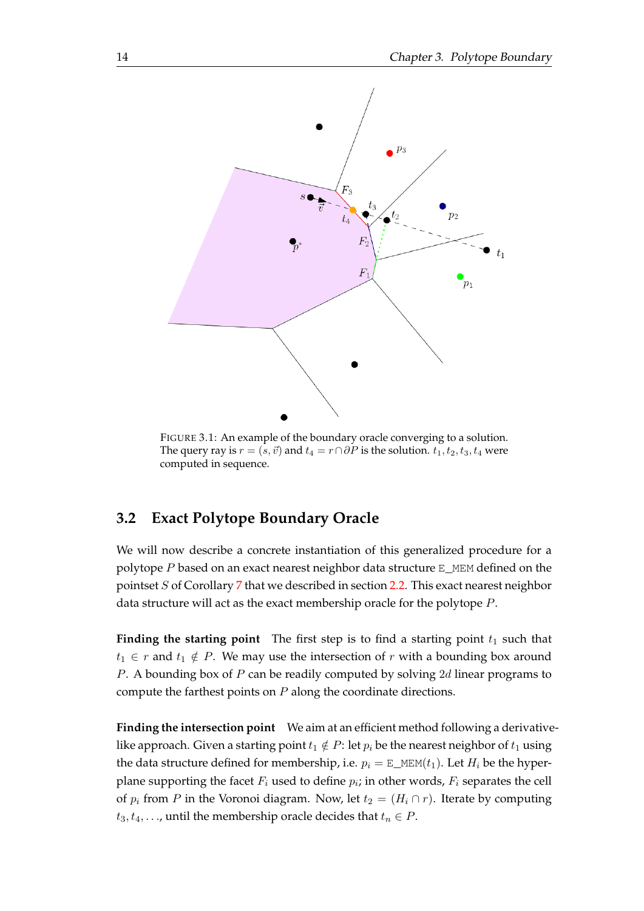FIGURE 3.1: An example of the boundary oracle converging to a solution. The query ray is $r = (s, \vec{v})$ and $t_4 = r \cap \partial P$ is the solution. $t_1, t_2, t_3, t_4$ were computed in sequence.

## 3.2 Exact Polytope Boundary Oracle

We will now describe a concrete instantiation of this generalized procedure for a polytope $P$ based on an exact nearest neighbor data structure E_MEM defined on the pointset $S$ of Corollary 7 that we described in section 2.2. This exact nearest neighbor data structure will act as the exact membership oracle for the polytope $P$.

**Finding the starting point** The first step is to find a starting point $t_1$ such that $t_1 \in r$ and $t_1 \notin P$. We may use the intersection of $r$ with a bounding box around $P$. A bounding box of $P$ can be readily computed by solving $2d$ linear programs to compute the farthest points on $P$ along the coordinate directions.

**Finding the intersection point** We aim at an efficient method following a derivative-like approach. Given a starting point $t_1 \notin P$: let $p_i$ be the nearest neighbor of $t_1$ using the data structure defined for membership, i.e. $p_i = \text{E\_MEM}(t_1)$. Let $H_i$ be the hyperplane supporting the facet $F_i$ used to define $p_i$; in other words, $F_i$ separates the cell of $p_i$ from $P$ in the Voronoi diagram. Now, let $t_2 = (H_i \cap r)$. Iterate by computing $t_3, t_4, \ldots$, until the membership oracle decides that $t_n \in P$.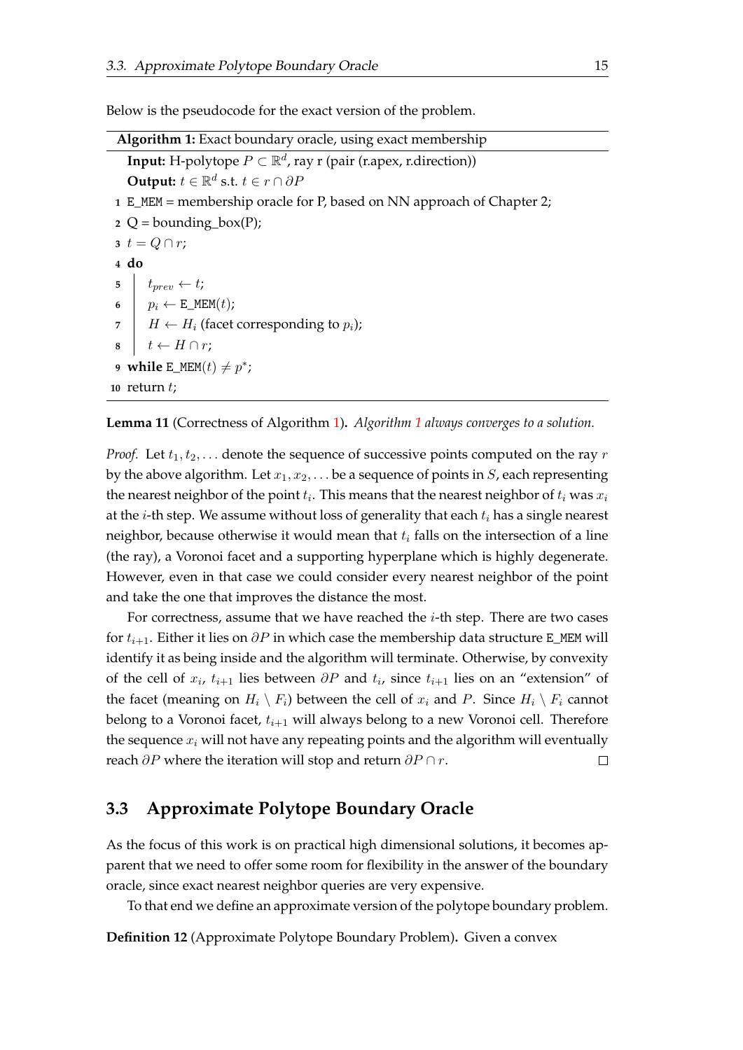Below is the pseudocode for the exact version of the problem.

---

**Algorithm 1:** Exact boundary oracle, using exact membership

---

**Input:** H-polytope $P \subset \mathbb{R}^d$, ray r (pair (r.apex, r.direction))
**Output:** $t \in \mathbb{R}^d$ s.t. $t \in r \cap \partial P$

```
1  E_MEM = membership oracle for P, based on NN approach of Chapter 2;
2  Q = bounding_box(P);
3  t = Q ∩ r;
4  do
5  |   t_prev ← t;
6  |   p_i ← E_MEM(t);
7  |   H ← H_i (facet corresponding to p_i);
8  |   t ← H ∩ r;
9  while E_MEM(t) ≠ p*;
10 return t;
```

---

**Lemma 11** (Correctness of Algorithm 1)**.** *Algorithm 1 always converges to a solution.*

*Proof.* Let $t_1, t_2, \ldots$ denote the sequence of successive points computed on the ray $r$ by the above algorithm. Let $x_1, x_2, \ldots$ be a sequence of points in $S$, each representing the nearest neighbor of the point $t_i$. This means that the nearest neighbor of $t_i$ was $x_i$ at the $i$-th step. We assume without loss of generality that each $t_i$ has a single nearest neighbor, because otherwise it would mean that $t_i$ falls on the intersection of a line (the ray), a Voronoi facet and a supporting hyperplane which is highly degenerate. However, even in that case we could consider every nearest neighbor of the point and take the one that improves the distance the most.

For correctness, assume that we have reached the $i$-th step. There are two cases for $t_{i+1}$. Either it lies on $\partial P$ in which case the membership data structure `E_MEM` will identify it as being inside and the algorithm will terminate. Otherwise, by convexity of the cell of $x_i$, $t_{i+1}$ lies between $\partial P$ and $t_i$, since $t_{i+1}$ lies on an "extension" of the facet (meaning on $H_i \setminus F_i$) between the cell of $x_i$ and $P$. Since $H_i \setminus F_i$ cannot belong to a Voronoi facet, $t_{i+1}$ will always belong to a new Voronoi cell. Therefore the sequence $x_i$ will not have any repeating points and the algorithm will eventually reach $\partial P$ where the iteration will stop and return $\partial P \cap r$. □

## 3.3 Approximate Polytope Boundary Oracle

As the focus of this work is on practical high dimensional solutions, it becomes apparent that we need to offer some room for flexibility in the answer of the boundary oracle, since exact nearest neighbor queries are very expensive.

To that end we define an approximate version of the polytope boundary problem.

**Definition 12** (Approximate Polytope Boundary Problem)**.** Given a convex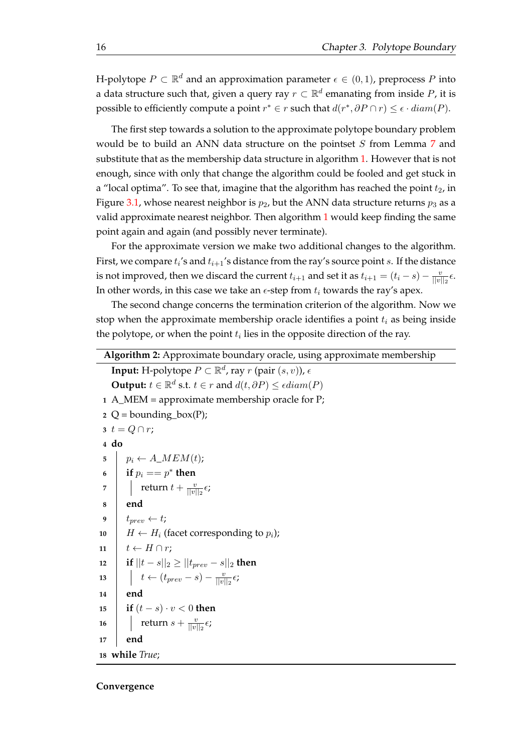H-polytope $P \subset \mathbb{R}^d$ and an approximation parameter $\epsilon \in (0, 1)$, preprocess $P$ into a data structure such that, given a query ray $r \subset \mathbb{R}^d$ emanating from inside $P$, it is possible to efficiently compute a point $r^* \in r$ such that $d(r^*, \partial P \cap r) \leq \epsilon \cdot diam(P)$.

The first step towards a solution to the approximate polytope boundary problem would be to build an ANN data structure on the pointset $S$ from Lemma 7 and substitute that as the membership data structure in algorithm 1. However that is not enough, since with only that change the algorithm could be fooled and get stuck in a "local optima". To see that, imagine that the algorithm has reached the point $t_2$, in Figure 3.1, whose nearest neighbor is $p_2$, but the ANN data structure returns $p_3$ as a valid approximate nearest neighbor. Then algorithm 1 would keep finding the same point again and again (and possibly never terminate).

For the approximate version we make two additional changes to the algorithm. First, we compare $t_i$'s and $t_{i+1}$'s distance from the ray's source point $s$. If the distance is not improved, then we discard the current $t_{i+1}$ and set it as $t_{i+1} = (t_i - s) - \frac{v}{||v||_2}\epsilon$. In other words, in this case we take an $\epsilon$-step from $t_i$ towards the ray's apex.

The second change concerns the termination criterion of the algorithm. Now we stop when the approximate membership oracle identifies a point $t_i$ as being inside the polytope, or when the point $t_i$ lies in the opposite direction of the ray.

**Algorithm 2:** Approximate boundary oracle, using approximate membership

**Input:** H-polytope $P \subset \mathbb{R}^d$, ray $r$ (pair $(s, v)$), $\epsilon$

**Output:** $t \in \mathbb{R}^d$ s.t. $t \in r$ and $d(t, \partial P) \leq \epsilon diam(P)$

```
1  A_MEM = approximate membership oracle for P;
2  Q = bounding_box(P);
3  t = Q ∩ r;
4  do
5      p_i ← A_MEM(t);
6      if p_i == p* then
7          return t + (v/||v||_2) ε;
8      end
9      t_prev ← t;
10     H ← H_i (facet corresponding to p_i);
11     t ← H ∩ r;
12     if ||t − s||_2 ≥ ||t_prev − s||_2 then
13         t ← (t_prev − s) − (v/||v||_2) ε;
14     end
15     if (t − s) · v < 0 then
16         return s + (v/||v||_2) ε;
17     end
18 while True;
```

**Convergence**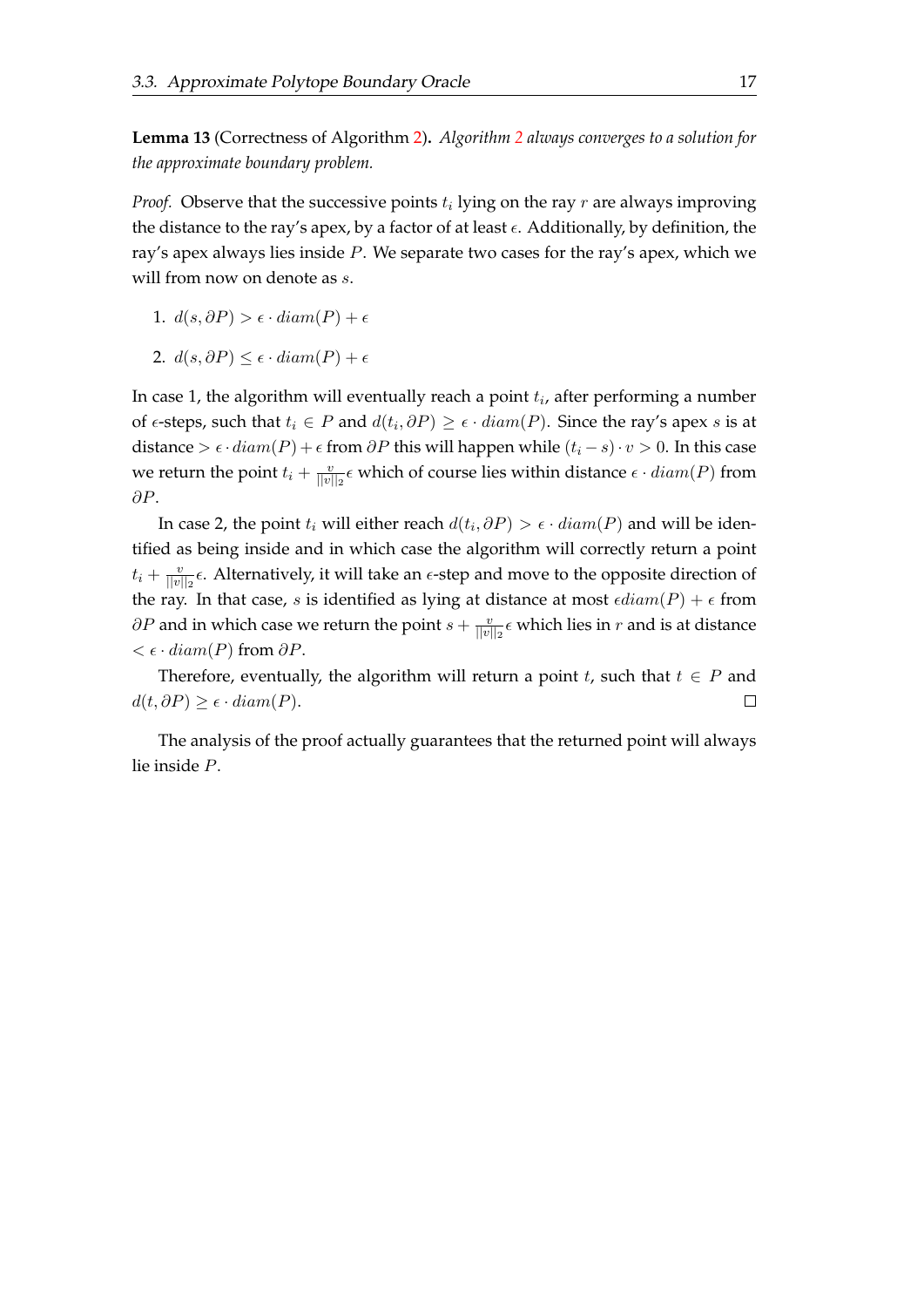**Lemma 13** (Correctness of Algorithm 2)**.** *Algorithm 2 always converges to a solution for the approximate boundary problem.*

*Proof.* Observe that the successive points $t_i$ lying on the ray $r$ are always improving the distance to the ray's apex, by a factor of at least $\epsilon$. Additionally, by definition, the ray's apex always lies inside $P$. We separate two cases for the ray's apex, which we will from now on denote as $s$.

1. $d(s, \partial P) > \epsilon \cdot diam(P) + \epsilon$
2. $d(s, \partial P) \leq \epsilon \cdot diam(P) + \epsilon$

In case 1, the algorithm will eventually reach a point $t_i$, after performing a number of $\epsilon$-steps, such that $t_i \in P$ and $d(t_i, \partial P) \geq \epsilon \cdot diam(P)$. Since the ray's apex $s$ is at distance $> \epsilon \cdot diam(P) + \epsilon$ from $\partial P$ this will happen while $(t_i - s) \cdot v > 0$. In this case we return the point $t_i + \frac{v}{||v||_2}\epsilon$ which of course lies within distance $\epsilon \cdot diam(P)$ from $\partial P$.

In case 2, the point $t_i$ will either reach $d(t_i, \partial P) > \epsilon \cdot diam(P)$ and will be identified as being inside and in which case the algorithm will correctly return a point $t_i + \frac{v}{||v||_2}\epsilon$. Alternatively, it will take an $\epsilon$-step and move to the opposite direction of the ray. In that case, $s$ is identified as lying at distance at most $\epsilon diam(P) + \epsilon$ from $\partial P$ and in which case we return the point $s + \frac{v}{||v||_2}\epsilon$ which lies in $r$ and is at distance $< \epsilon \cdot diam(P)$ from $\partial P$.

Therefore, eventually, the algorithm will return a point $t$, such that $t \in P$ and $d(t, \partial P) \geq \epsilon \cdot diam(P)$. □

The analysis of the proof actually guarantees that the returned point will always lie inside $P$.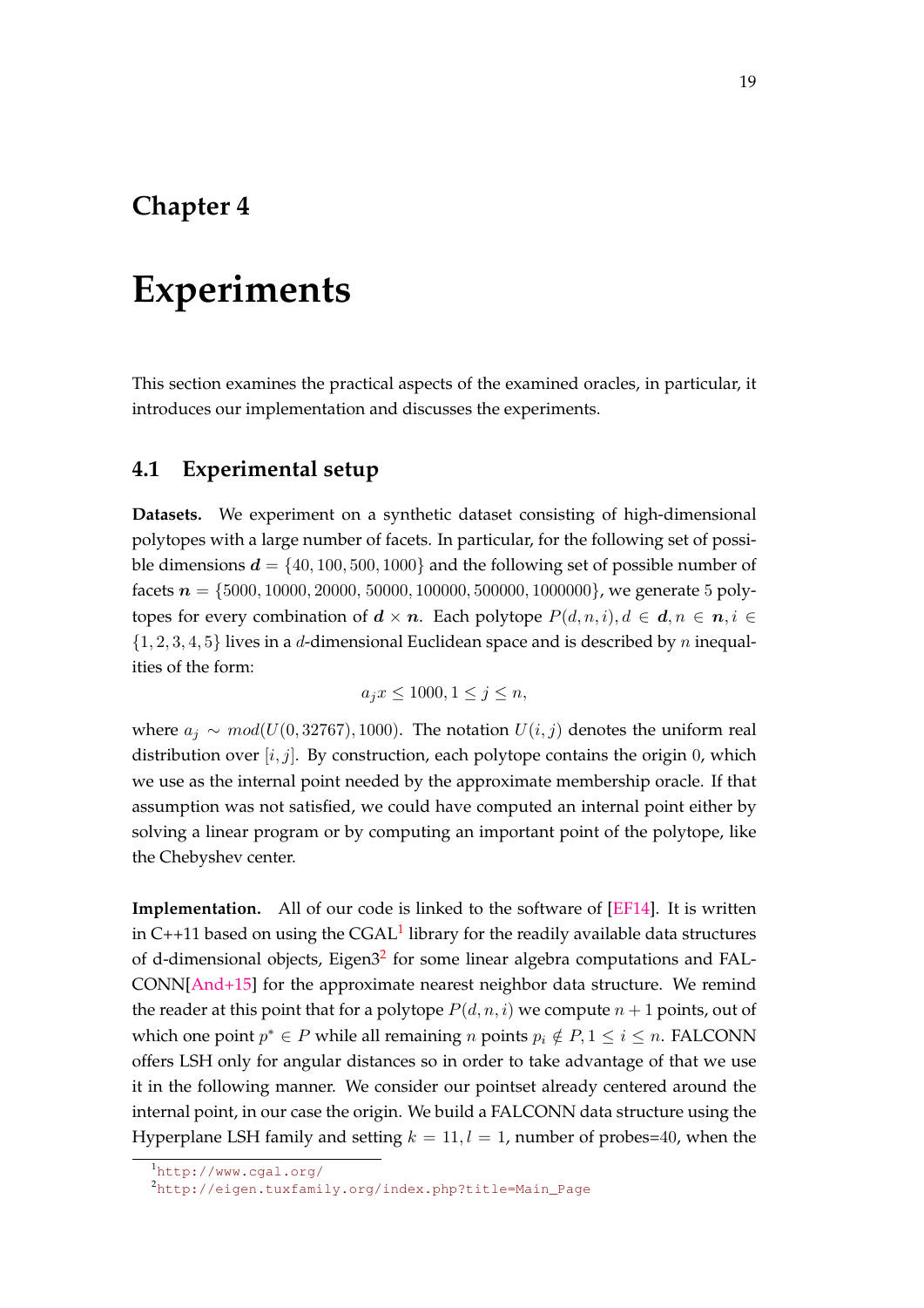# Chapter 4

# Experiments

This section examines the practical aspects of the examined oracles, in particular, it introduces our implementation and discusses the experiments.

## 4.1 Experimental setup

**Datasets.** We experiment on a synthetic dataset consisting of high-dimensional polytopes with a large number of facets. In particular, for the following set of possible dimensions $\boldsymbol{d} = \{40, 100, 500, 1000\}$ and the following set of possible number of facets $\boldsymbol{n} = \{5000, 10000, 20000, 50000, 100000, 500000, 1000000\}$, we generate 5 polytopes for every combination of $\boldsymbol{d} \times \boldsymbol{n}$. Each polytope $P(d, n, i), d \in \boldsymbol{d}, n \in \boldsymbol{n}, i \in \{1, 2, 3, 4, 5\}$ lives in a $d$-dimensional Euclidean space and is described by $n$ inequalities of the form:

$$a_j x \leq 1000, 1 \leq j \leq n,$$

where $a_j \sim mod(U(0, 32767), 1000)$. The notation $U(i, j)$ denotes the uniform real distribution over $[i, j]$. By construction, each polytope contains the origin 0, which we use as the internal point needed by the approximate membership oracle. If that assumption was not satisfied, we could have computed an internal point either by solving a linear program or by computing an important point of the polytope, like the Chebyshev center.

**Implementation.** All of our code is linked to the software of [EF14]. It is written in C++11 based on using the CGAL[1] library for the readily available data structures of d-dimensional objects, Eigen3[2] for some linear algebra computations and FALCONN[And+15] for the approximate nearest neighbor data structure. We remind the reader at this point that for a polytope $P(d, n, i)$ we compute $n + 1$ points, out of which one point $p^* \in P$ while all remaining $n$ points $p_i \notin P, 1 \leq i \leq n$. FALCONN offers LSH only for angular distances so in order to take advantage of that we use it in the following manner. We consider our pointset already centered around the internal point, in our case the origin. We build a FALCONN data structure using the Hyperplane LSH family and setting $k = 11, l = 1$, number of probes=40, when the

[1] http://www.cgal.org/

[2] http://eigen.tuxfamily.org/index.php?title=Main_Page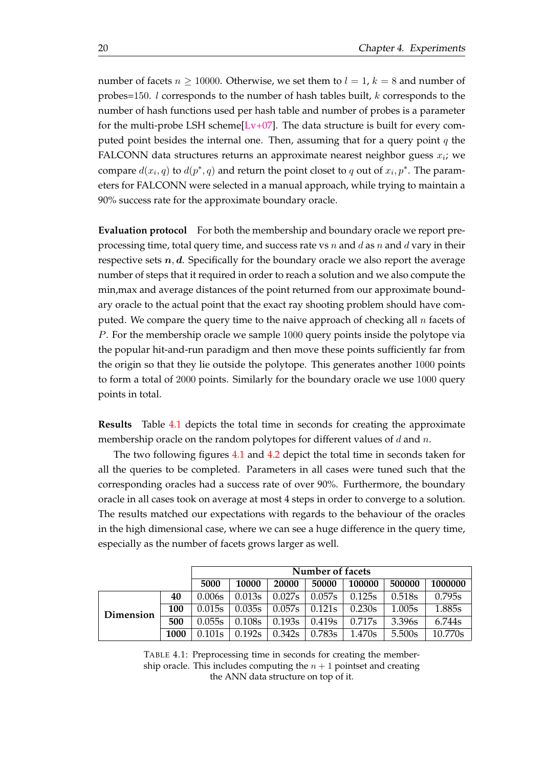number of facets $n \geq 10000$. Otherwise, we set them to $l = 1$, $k = 8$ and number of probes=150. $l$ corresponds to the number of hash tables built, $k$ corresponds to the number of hash functions used per hash table and number of probes is a parameter for the multi-probe LSH scheme[Lv+07]. The data structure is built for every computed point besides the internal one. Then, assuming that for a query point $q$ the FALCONN data structures returns an approximate nearest neighbor guess $x_i$; we compare $d(x_i, q)$ to $d(p^*, q)$ and return the point closet to $q$ out of $x_i, p^*$. The parameters for FALCONN were selected in a manual approach, while trying to maintain a 90% success rate for the approximate boundary oracle.

**Evaluation protocol** For both the membership and boundary oracle we report preprocessing time, total query time, and success rate vs $n$ and $d$ as $n$ and $d$ vary in their respective sets $\boldsymbol{n}, \boldsymbol{d}$. Specifically for the boundary oracle we also report the average number of steps that it required in order to reach a solution and we also compute the min,max and average distances of the point returned from our approximate boundary oracle to the actual point that the exact ray shooting problem should have computed. We compare the query time to the naive approach of checking all $n$ facets of $P$. For the membership oracle we sample 1000 query points inside the polytope via the popular hit-and-run paradigm and then move these points sufficiently far from the origin so that they lie outside the polytope. This generates another 1000 points to form a total of 2000 points. Similarly for the boundary oracle we use 1000 query points in total.

**Results** Table 4.1 depicts the total time in seconds for creating the approximate membership oracle on the random polytopes for different values of $d$ and $n$.

The two following figures 4.1 and 4.2 depict the total time in seconds taken for all the queries to be completed. Parameters in all cases were tuned such that the corresponding oracles had a success rate of over 90%. Furthermore, the boundary oracle in all cases took on average at most 4 steps in order to converge to a solution. The results matched our expectations with regards to the behaviour of the oracles in the high dimensional case, where we can see a huge difference in the query time, especially as the number of facets grows larger as well.

| | | Number of facets | | | | | | |
|---|---|---|---|---|---|---|---|---|
| | | **5000** | **10000** | **20000** | **50000** | **100000** | **500000** | **1000000** |
| **Dimension** | **40** | 0.006s | 0.013s | 0.027s | 0.057s | 0.125s | 0.518s | 0.795s |
| | **100** | 0.015s | 0.035s | 0.057s | 0.121s | 0.230s | 1.005s | 1.885s |
| | **500** | 0.055s | 0.108s | 0.193s | 0.419s | 0.717s | 3.396s | 6.744s |
| | **1000** | 0.101s | 0.192s | 0.342s | 0.783s | 1.470s | 5.500s | 10.770s |

TABLE 4.1: Preprocessing time in seconds for creating the membership oracle. This includes computing the $n+1$ pointset and creating the ANN data structure on top of it.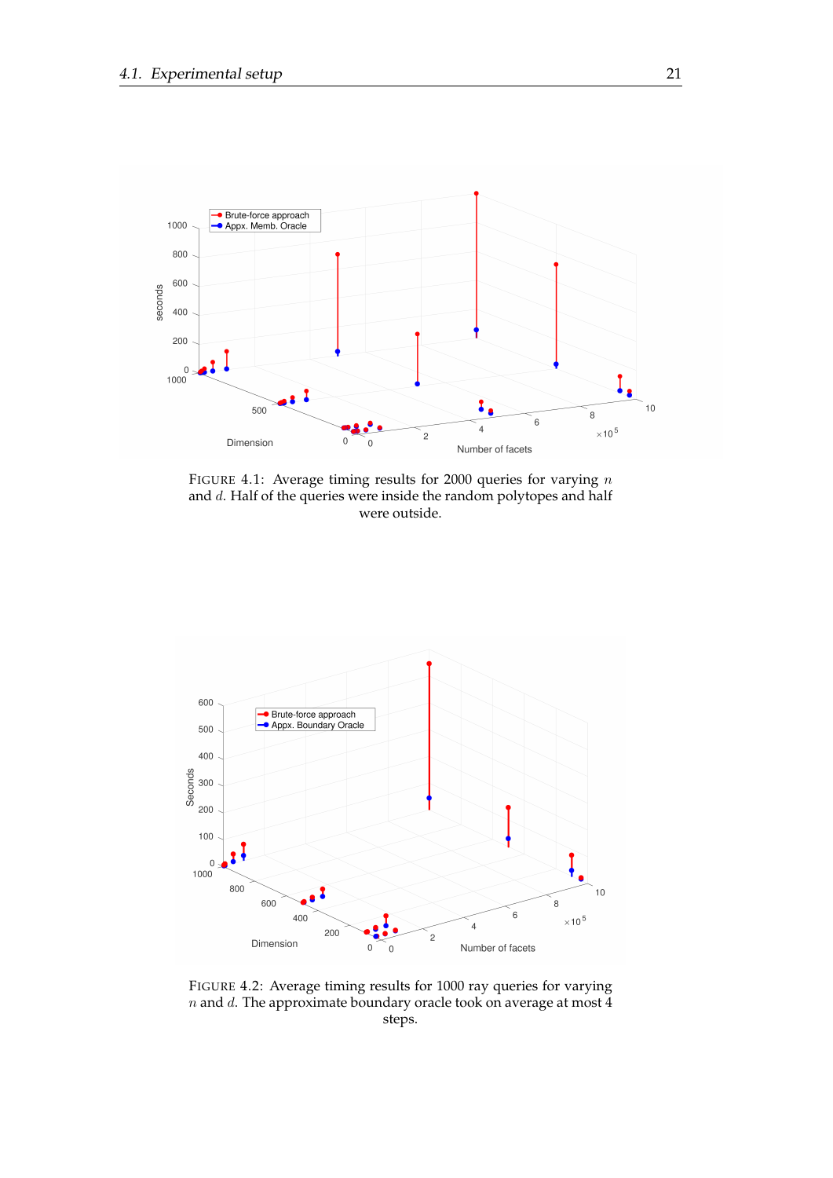FIGURE 4.1: Average timing results for 2000 queries for varying $n$ and $d$. Half of the queries were inside the random polytopes and half were outside.

FIGURE 4.2: Average timing results for 1000 ray queries for varying $n$ and $d$. The approximate boundary oracle took on average at most 4 steps.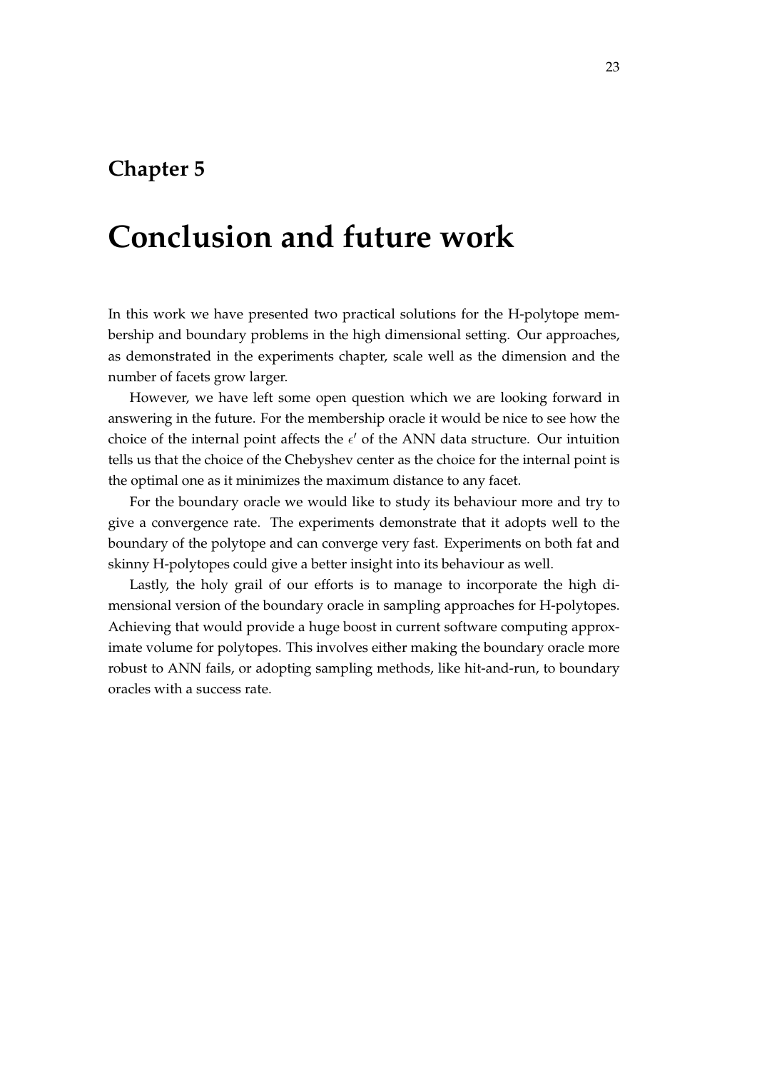# Chapter 5

# Conclusion and future work

In this work we have presented two practical solutions for the H-polytope membership and boundary problems in the high dimensional setting. Our approaches, as demonstrated in the experiments chapter, scale well as the dimension and the number of facets grow larger.

However, we have left some open question which we are looking forward in answering in the future. For the membership oracle it would be nice to see how the choice of the internal point affects the $\epsilon'$ of the ANN data structure. Our intuition tells us that the choice of the Chebyshev center as the choice for the internal point is the optimal one as it minimizes the maximum distance to any facet.

For the boundary oracle we would like to study its behaviour more and try to give a convergence rate. The experiments demonstrate that it adopts well to the boundary of the polytope and can converge very fast. Experiments on both fat and skinny H-polytopes could give a better insight into its behaviour as well.

Lastly, the holy grail of our efforts is to manage to incorporate the high dimensional version of the boundary oracle in sampling approaches for H-polytopes. Achieving that would provide a huge boost in current software computing approximate volume for polytopes. This involves either making the boundary oracle more robust to ANN fails, or adopting sampling methods, like hit-and-run, to boundary oracles with a success rate.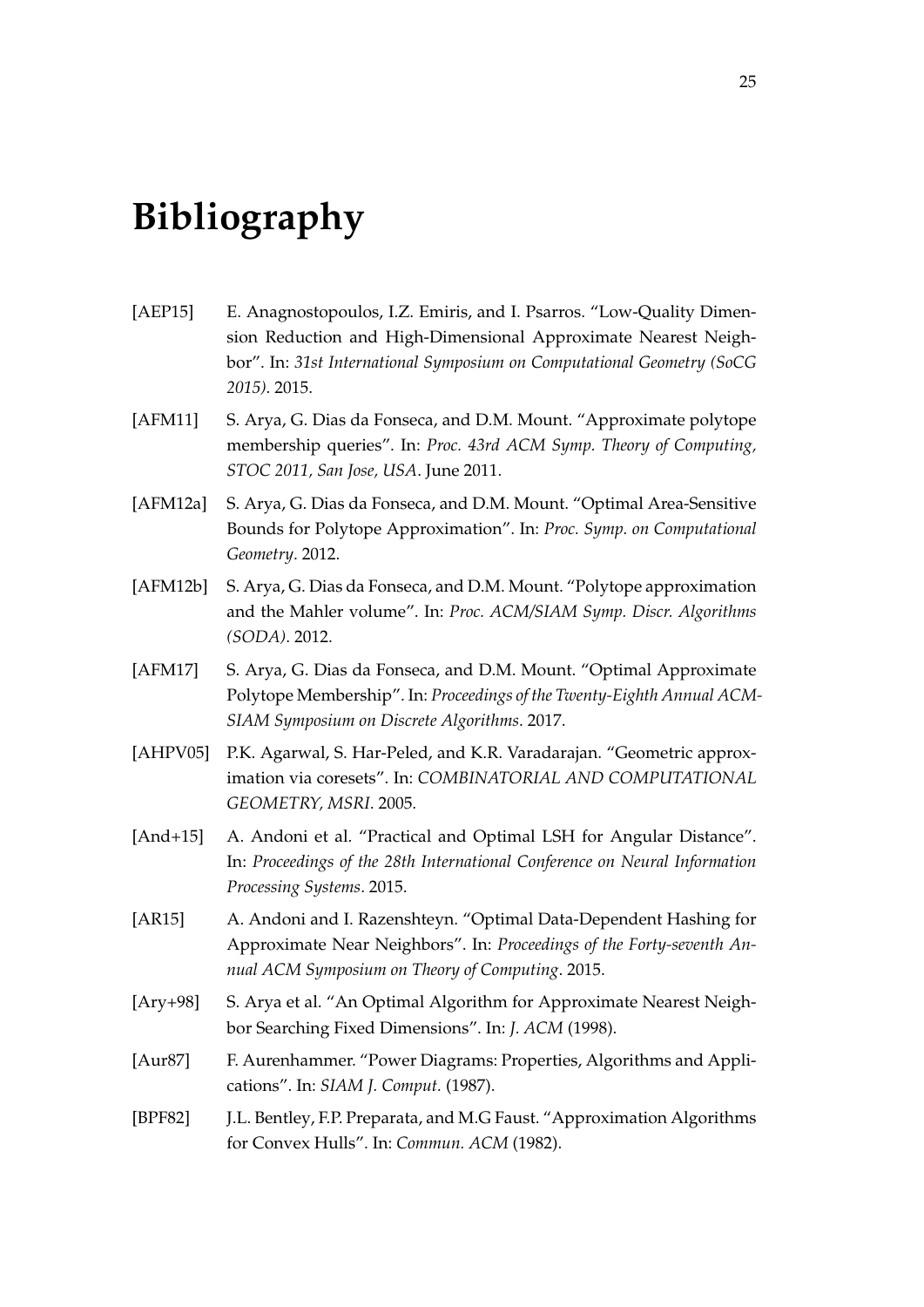# Bibliography

[AEP15] E. Anagnostopoulos, I.Z. Emiris, and I. Psarros. "Low-Quality Dimension Reduction and High-Dimensional Approximate Nearest Neighbor". In: *31st International Symposium on Computational Geometry (SoCG 2015)*. 2015.

[AFM11] S. Arya, G. Dias da Fonseca, and D.M. Mount. "Approximate polytope membership queries". In: *Proc. 43rd ACM Symp. Theory of Computing, STOC 2011, San Jose, USA*. June 2011.

[AFM12a] S. Arya, G. Dias da Fonseca, and D.M. Mount. "Optimal Area-Sensitive Bounds for Polytope Approximation". In: *Proc. Symp. on Computational Geometry*. 2012.

[AFM12b] S. Arya, G. Dias da Fonseca, and D.M. Mount. "Polytope approximation and the Mahler volume". In: *Proc. ACM/SIAM Symp. Discr. Algorithms (SODA)*. 2012.

[AFM17] S. Arya, G. Dias da Fonseca, and D.M. Mount. "Optimal Approximate Polytope Membership". In: *Proceedings of the Twenty-Eighth Annual ACM-SIAM Symposium on Discrete Algorithms*. 2017.

[AHPV05] P.K. Agarwal, S. Har-Peled, and K.R. Varadarajan. "Geometric approximation via coresets". In: *COMBINATORIAL AND COMPUTATIONAL GEOMETRY, MSRI*. 2005.

[And+15] A. Andoni et al. "Practical and Optimal LSH for Angular Distance". In: *Proceedings of the 28th International Conference on Neural Information Processing Systems*. 2015.

[AR15] A. Andoni and I. Razenshteyn. "Optimal Data-Dependent Hashing for Approximate Near Neighbors". In: *Proceedings of the Forty-seventh Annual ACM Symposium on Theory of Computing*. 2015.

[Ary+98] S. Arya et al. "An Optimal Algorithm for Approximate Nearest Neighbor Searching Fixed Dimensions". In: *J. ACM* (1998).

[Aur87] F. Aurenhammer. "Power Diagrams: Properties, Algorithms and Applications". In: *SIAM J. Comput.* (1987).

[BPF82] J.L. Bentley, F.P. Preparata, and M.G Faust. "Approximation Algorithms for Convex Hulls". In: *Commun. ACM* (1982).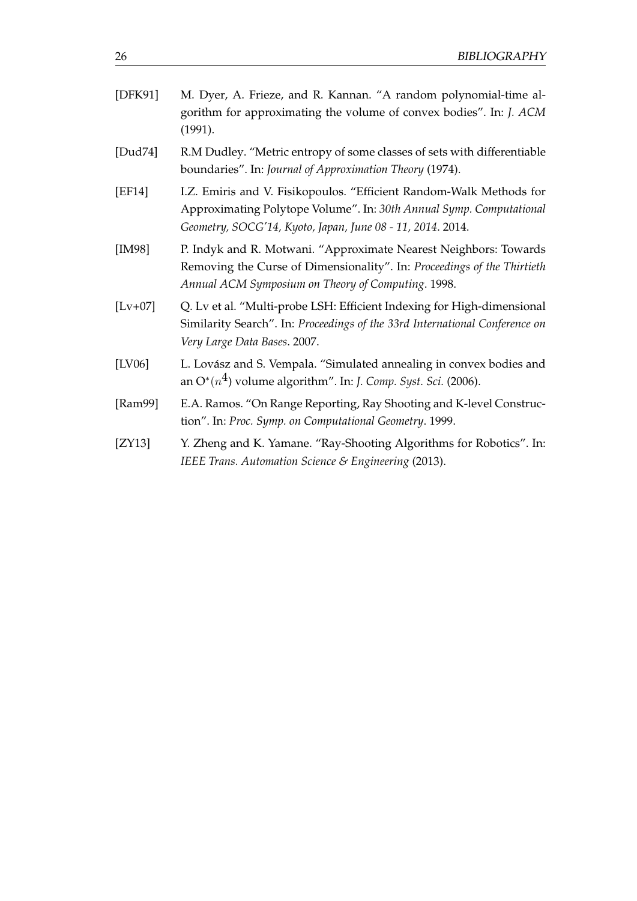[DFK91] M. Dyer, A. Frieze, and R. Kannan. "A random polynomial-time algorithm for approximating the volume of convex bodies". In: *J. ACM* (1991).

[Dud74] R.M Dudley. "Metric entropy of some classes of sets with differentiable boundaries". In: *Journal of Approximation Theory* (1974).

[EF14] I.Z. Emiris and V. Fisikopoulos. "Efficient Random-Walk Methods for Approximating Polytope Volume". In: *30th Annual Symp. Computational Geometry, SOCG'14, Kyoto, Japan, June 08 - 11, 2014*. 2014.

[IM98] P. Indyk and R. Motwani. "Approximate Nearest Neighbors: Towards Removing the Curse of Dimensionality". In: *Proceedings of the Thirtieth Annual ACM Symposium on Theory of Computing*. 1998.

[Lv+07] Q. Lv et al. "Multi-probe LSH: Efficient Indexing for High-dimensional Similarity Search". In: *Proceedings of the 33rd International Conference on Very Large Data Bases*. 2007.

[LV06] L. Lovász and S. Vempala. "Simulated annealing in convex bodies and an $O^*(n^4)$ volume algorithm". In: *J. Comp. Syst. Sci.* (2006).

[Ram99] E.A. Ramos. "On Range Reporting, Ray Shooting and K-level Construction". In: *Proc. Symp. on Computational Geometry*. 1999.

[ZY13] Y. Zheng and K. Yamane. "Ray-Shooting Algorithms for Robotics". In: *IEEE Trans. Automation Science & Engineering* (2013).